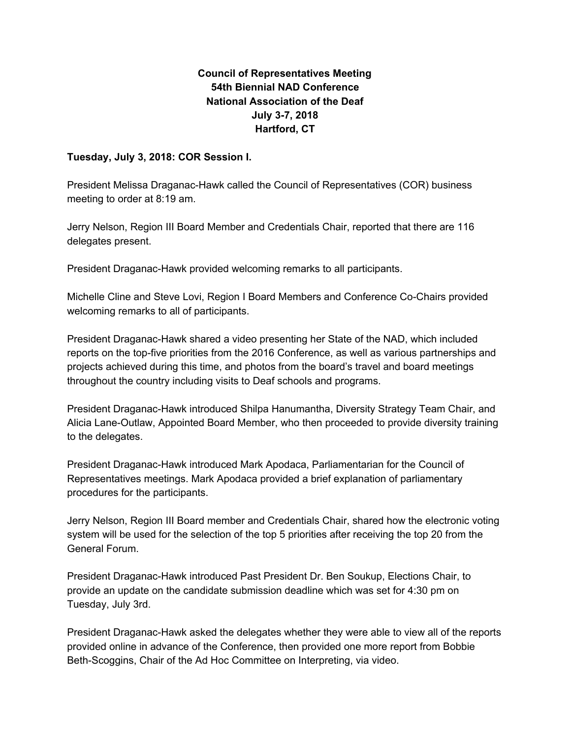# Council of Representatives Meeting
# 54th Biennial NAD Conference
# National Association of the Deaf
# July 3-7, 2018
# Hartford, CT

**Tuesday, July 3, 2018: COR Session I.**

President Melissa Draganac-Hawk called the Council of Representatives (COR) business meeting to order at 8:19 am.

Jerry Nelson, Region III Board Member and Credentials Chair, reported that there are 116 delegates present.

President Draganac-Hawk provided welcoming remarks to all participants.

Michelle Cline and Steve Lovi, Region I Board Members and Conference Co-Chairs provided welcoming remarks to all of participants.

President Draganac-Hawk shared a video presenting her State of the NAD, which included reports on the top-five priorities from the 2016 Conference, as well as various partnerships and projects achieved during this time, and photos from the board's travel and board meetings throughout the country including visits to Deaf schools and programs.

President Draganac-Hawk introduced Shilpa Hanumantha, Diversity Strategy Team Chair, and Alicia Lane-Outlaw, Appointed Board Member, who then proceeded to provide diversity training to the delegates.

President Draganac-Hawk introduced Mark Apodaca, Parliamentarian for the Council of Representatives meetings. Mark Apodaca provided a brief explanation of parliamentary procedures for the participants.

Jerry Nelson, Region III Board member and Credentials Chair, shared how the electronic voting system will be used for the selection of the top 5 priorities after receiving the top 20 from the General Forum.

President Draganac-Hawk introduced Past President Dr. Ben Soukup, Elections Chair, to provide an update on the candidate submission deadline which was set for 4:30 pm on Tuesday, July 3rd.

President Draganac-Hawk asked the delegates whether they were able to view all of the reports provided online in advance of the Conference, then provided one more report from Bobbie Beth-Scoggins, Chair of the Ad Hoc Committee on Interpreting, via video.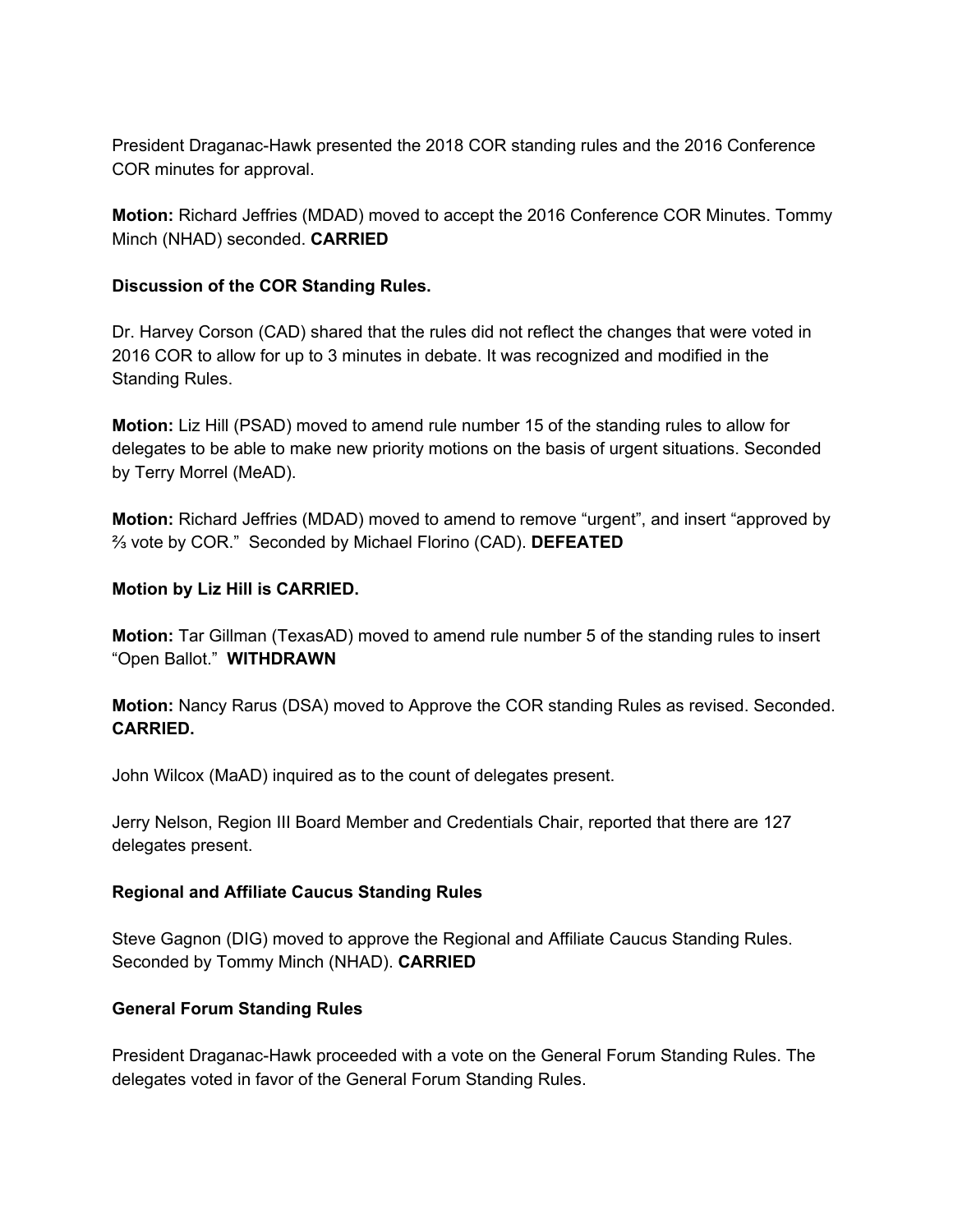President Draganac-Hawk presented the 2018 COR standing rules and the 2016 Conference COR minutes for approval.

**Motion:** Richard Jeffries (MDAD) moved to accept the 2016 Conference COR Minutes. Tommy Minch (NHAD) seconded. **CARRIED**

**Discussion of the COR Standing Rules.**

Dr. Harvey Corson (CAD) shared that the rules did not reflect the changes that were voted in 2016 COR to allow for up to 3 minutes in debate. It was recognized and modified in the Standing Rules.

**Motion:** Liz Hill (PSAD) moved to amend rule number 15 of the standing rules to allow for delegates to be able to make new priority motions on the basis of urgent situations. Seconded by Terry Morrel (MeAD).

**Motion:** Richard Jeffries (MDAD) moved to amend to remove "urgent", and insert "approved by ⅔ vote by COR." Seconded by Michael Florino (CAD). **DEFEATED**

**Motion by Liz Hill is CARRIED.**

**Motion:** Tar Gillman (TexasAD) moved to amend rule number 5 of the standing rules to insert "Open Ballot." **WITHDRAWN**

**Motion:** Nancy Rarus (DSA) moved to Approve the COR standing Rules as revised. Seconded. **CARRIED.**

John Wilcox (MaAD) inquired as to the count of delegates present.

Jerry Nelson, Region III Board Member and Credentials Chair, reported that there are 127 delegates present.

**Regional and Affiliate Caucus Standing Rules**

Steve Gagnon (DIG) moved to approve the Regional and Affiliate Caucus Standing Rules. Seconded by Tommy Minch (NHAD). **CARRIED**

**General Forum Standing Rules**

President Draganac-Hawk proceeded with a vote on the General Forum Standing Rules. The delegates voted in favor of the General Forum Standing Rules.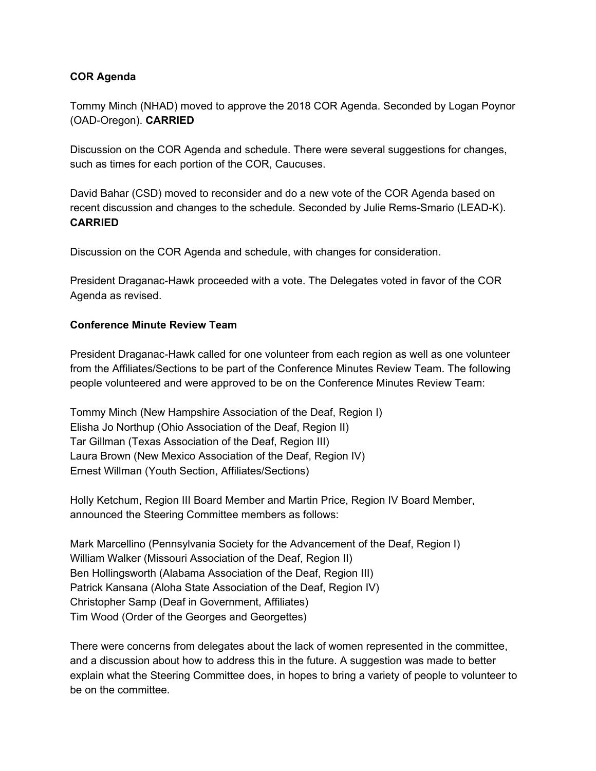**COR Agenda**

Tommy Minch (NHAD) moved to approve the 2018 COR Agenda. Seconded by Logan Poynor (OAD-Oregon). **CARRIED**

Discussion on the COR Agenda and schedule. There were several suggestions for changes, such as times for each portion of the COR, Caucuses.

David Bahar (CSD) moved to reconsider and do a new vote of the COR Agenda based on recent discussion and changes to the schedule. Seconded by Julie Rems-Smario (LEAD-K). **CARRIED**

Discussion on the COR Agenda and schedule, with changes for consideration.

President Draganac-Hawk proceeded with a vote. The Delegates voted in favor of the COR Agenda as revised.

**Conference Minute Review Team**

President Draganac-Hawk called for one volunteer from each region as well as one volunteer from the Affiliates/Sections to be part of the Conference Minutes Review Team. The following people volunteered and were approved to be on the Conference Minutes Review Team:

Tommy Minch (New Hampshire Association of the Deaf, Region I)
Elisha Jo Northup (Ohio Association of the Deaf, Region II)
Tar Gillman (Texas Association of the Deaf, Region III)
Laura Brown (New Mexico Association of the Deaf, Region IV)
Ernest Willman (Youth Section, Affiliates/Sections)

Holly Ketchum, Region III Board Member and Martin Price, Region IV Board Member, announced the Steering Committee members as follows:

Mark Marcellino (Pennsylvania Society for the Advancement of the Deaf, Region I)
William Walker (Missouri Association of the Deaf, Region II)
Ben Hollingsworth (Alabama Association of the Deaf, Region III)
Patrick Kansana (Aloha State Association of the Deaf, Region IV)
Christopher Samp (Deaf in Government, Affiliates)
Tim Wood (Order of the Georges and Georgettes)

There were concerns from delegates about the lack of women represented in the committee, and a discussion about how to address this in the future. A suggestion was made to better explain what the Steering Committee does, in hopes to bring a variety of people to volunteer to be on the committee.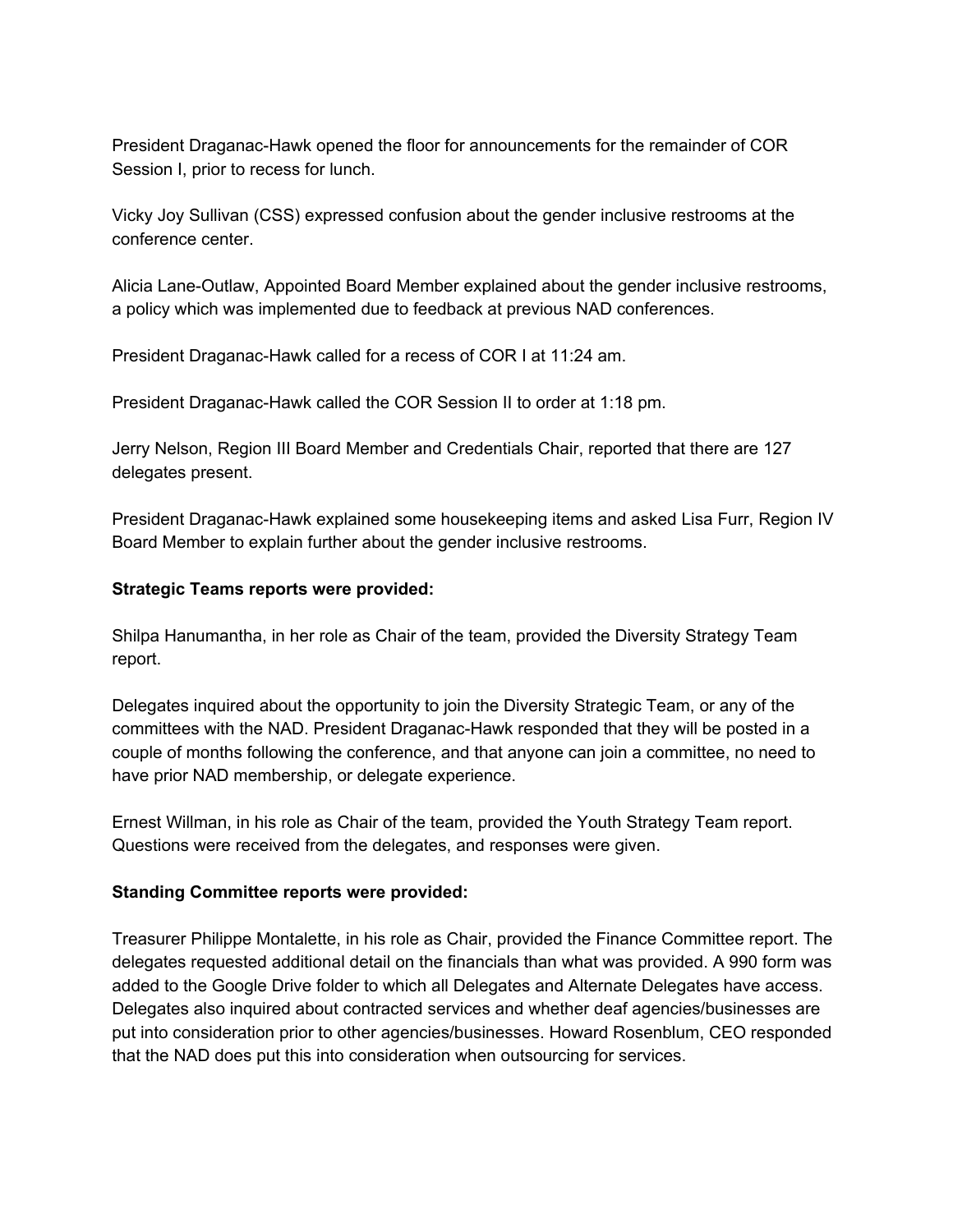President Draganac-Hawk opened the floor for announcements for the remainder of COR Session I, prior to recess for lunch.

Vicky Joy Sullivan (CSS) expressed confusion about the gender inclusive restrooms at the conference center.

Alicia Lane-Outlaw, Appointed Board Member explained about the gender inclusive restrooms, a policy which was implemented due to feedback at previous NAD conferences.

President Draganac-Hawk called for a recess of COR I at 11:24 am.

President Draganac-Hawk called the COR Session II to order at 1:18 pm.

Jerry Nelson, Region III Board Member and Credentials Chair, reported that there are 127 delegates present.

President Draganac-Hawk explained some housekeeping items and asked Lisa Furr, Region IV Board Member to explain further about the gender inclusive restrooms.

**Strategic Teams reports were provided:**

Shilpa Hanumantha, in her role as Chair of the team, provided the Diversity Strategy Team report.

Delegates inquired about the opportunity to join the Diversity Strategic Team, or any of the committees with the NAD. President Draganac-Hawk responded that they will be posted in a couple of months following the conference, and that anyone can join a committee, no need to have prior NAD membership, or delegate experience.

Ernest Willman, in his role as Chair of the team, provided the Youth Strategy Team report. Questions were received from the delegates, and responses were given.

**Standing Committee reports were provided:**

Treasurer Philippe Montalette, in his role as Chair, provided the Finance Committee report. The delegates requested additional detail on the financials than what was provided. A 990 form was added to the Google Drive folder to which all Delegates and Alternate Delegates have access. Delegates also inquired about contracted services and whether deaf agencies/businesses are put into consideration prior to other agencies/businesses. Howard Rosenblum, CEO responded that the NAD does put this into consideration when outsourcing for services.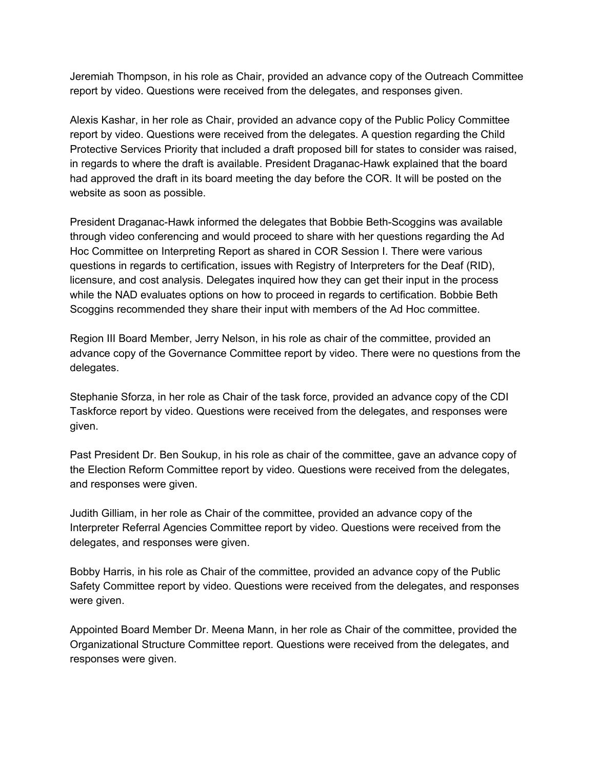Jeremiah Thompson, in his role as Chair, provided an advance copy of the Outreach Committee report by video. Questions were received from the delegates, and responses given.

Alexis Kashar, in her role as Chair, provided an advance copy of the Public Policy Committee report by video. Questions were received from the delegates. A question regarding the Child Protective Services Priority that included a draft proposed bill for states to consider was raised, in regards to where the draft is available. President Draganac-Hawk explained that the board had approved the draft in its board meeting the day before the COR. It will be posted on the website as soon as possible.

President Draganac-Hawk informed the delegates that Bobbie Beth-Scoggins was available through video conferencing and would proceed to share with her questions regarding the Ad Hoc Committee on Interpreting Report as shared in COR Session I. There were various questions in regards to certification, issues with Registry of Interpreters for the Deaf (RID), licensure, and cost analysis. Delegates inquired how they can get their input in the process while the NAD evaluates options on how to proceed in regards to certification. Bobbie Beth Scoggins recommended they share their input with members of the Ad Hoc committee.

Region III Board Member, Jerry Nelson, in his role as chair of the committee, provided an advance copy of the Governance Committee report by video. There were no questions from the delegates.

Stephanie Sforza, in her role as Chair of the task force, provided an advance copy of the CDI Taskforce report by video. Questions were received from the delegates, and responses were given.

Past President Dr. Ben Soukup, in his role as chair of the committee, gave an advance copy of the Election Reform Committee report by video. Questions were received from the delegates, and responses were given.

Judith Gilliam, in her role as Chair of the committee, provided an advance copy of the Interpreter Referral Agencies Committee report by video. Questions were received from the delegates, and responses were given.

Bobby Harris, in his role as Chair of the committee, provided an advance copy of the Public Safety Committee report by video. Questions were received from the delegates, and responses were given.

Appointed Board Member Dr. Meena Mann, in her role as Chair of the committee, provided the Organizational Structure Committee report. Questions were received from the delegates, and responses were given.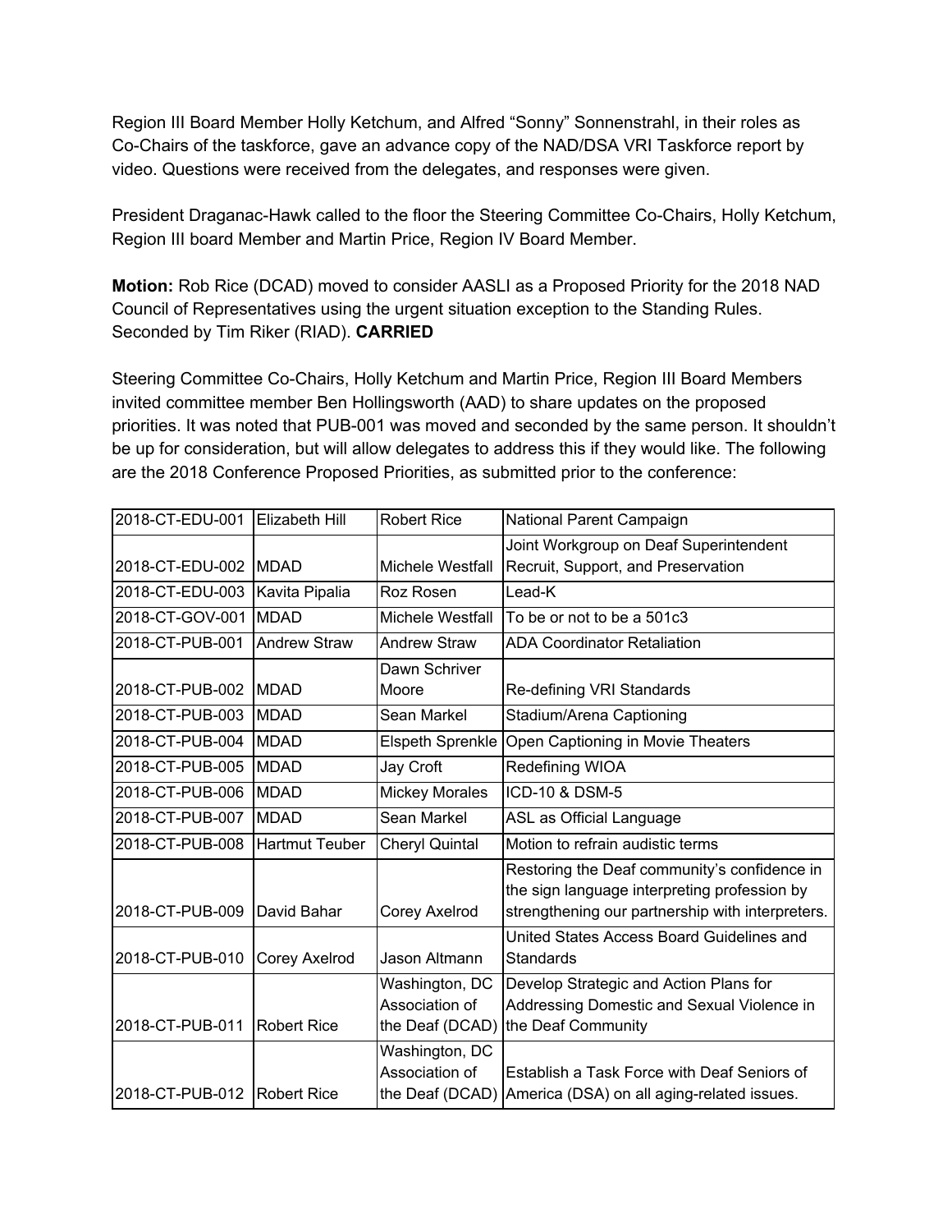Region III Board Member Holly Ketchum, and Alfred "Sonny" Sonnenstrahl, in their roles as Co-Chairs of the taskforce, gave an advance copy of the NAD/DSA VRI Taskforce report by video. Questions were received from the delegates, and responses were given.

President Draganac-Hawk called to the floor the Steering Committee Co-Chairs, Holly Ketchum, Region III board Member and Martin Price, Region IV Board Member.

**Motion:** Rob Rice (DCAD) moved to consider AASLI as a Proposed Priority for the 2018 NAD Council of Representatives using the urgent situation exception to the Standing Rules. Seconded by Tim Riker (RIAD). **CARRIED**

Steering Committee Co-Chairs, Holly Ketchum and Martin Price, Region III Board Members invited committee member Ben Hollingsworth (AAD) to share updates on the proposed priorities. It was noted that PUB-001 was moved and seconded by the same person. It shouldn't be up for consideration, but will allow delegates to address this if they would like. The following are the 2018 Conference Proposed Priorities, as submitted prior to the conference:

| | | | |
|---|---|---|---|
| 2018-CT-EDU-001 | Elizabeth Hill | Robert Rice | National Parent Campaign |
| 2018-CT-EDU-002 | MDAD | Michele Westfall | Joint Workgroup on Deaf Superintendent Recruit, Support, and Preservation |
| 2018-CT-EDU-003 | Kavita Pipalia | Roz Rosen | Lead-K |
| 2018-CT-GOV-001 | MDAD | Michele Westfall | To be or not to be a 501c3 |
| 2018-CT-PUB-001 | Andrew Straw | Andrew Straw | ADA Coordinator Retaliation |
| 2018-CT-PUB-002 | MDAD | Dawn Schriver Moore | Re-defining VRI Standards |
| 2018-CT-PUB-003 | MDAD | Sean Markel | Stadium/Arena Captioning |
| 2018-CT-PUB-004 | MDAD | Elspeth Sprenkle | Open Captioning in Movie Theaters |
| 2018-CT-PUB-005 | MDAD | Jay Croft | Redefining WIOA |
| 2018-CT-PUB-006 | MDAD | Mickey Morales | ICD-10 & DSM-5 |
| 2018-CT-PUB-007 | MDAD | Sean Markel | ASL as Official Language |
| 2018-CT-PUB-008 | Hartmut Teuber | Cheryl Quintal | Motion to refrain audistic terms |
| 2018-CT-PUB-009 | David Bahar | Corey Axelrod | Restoring the Deaf community's confidence in the sign language interpreting profession by strengthening our partnership with interpreters. |
| 2018-CT-PUB-010 | Corey Axelrod | Jason Altmann | United States Access Board Guidelines and Standards |
| 2018-CT-PUB-011 | Robert Rice | Washington, DC Association of the Deaf (DCAD) | Develop Strategic and Action Plans for Addressing Domestic and Sexual Violence in the Deaf Community |
| 2018-CT-PUB-012 | Robert Rice | Washington, DC Association of the Deaf (DCAD) | Establish a Task Force with Deaf Seniors of America (DSA) on all aging-related issues. |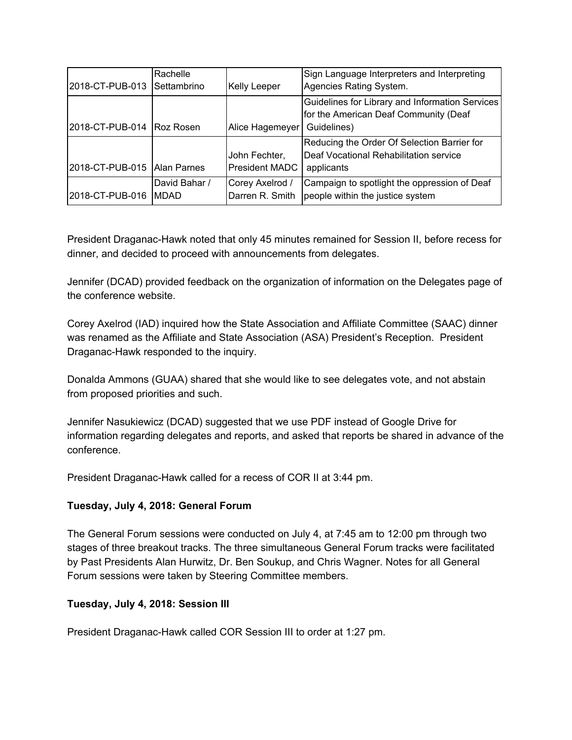| | | | |
|---|---|---|---|
| 2018-CT-PUB-013 | Rachelle Settambrino | Kelly Leeper | Sign Language Interpreters and Interpreting Agencies Rating System. |
| 2018-CT-PUB-014 | Roz Rosen | Alice Hagemeyer | Guidelines for Library and Information Services for the American Deaf Community (Deaf Guidelines) |
| 2018-CT-PUB-015 | Alan Parnes | John Fechter, President MADC | Reducing the Order Of Selection Barrier for Deaf Vocational Rehabilitation service applicants |
| 2018-CT-PUB-016 | David Bahar / MDAD | Corey Axelrod / Darren R. Smith | Campaign to spotlight the oppression of Deaf people within the justice system |

President Draganac-Hawk noted that only 45 minutes remained for Session II, before recess for dinner, and decided to proceed with announcements from delegates.

Jennifer (DCAD) provided feedback on the organization of information on the Delegates page of the conference website.

Corey Axelrod (IAD) inquired how the State Association and Affiliate Committee (SAAC) dinner was renamed as the Affiliate and State Association (ASA) President's Reception. President Draganac-Hawk responded to the inquiry.

Donalda Ammons (GUAA) shared that she would like to see delegates vote, and not abstain from proposed priorities and such.

Jennifer Nasukiewicz (DCAD) suggested that we use PDF instead of Google Drive for information regarding delegates and reports, and asked that reports be shared in advance of the conference.

President Draganac-Hawk called for a recess of COR II at 3:44 pm.

**Tuesday, July 4, 2018: General Forum**

The General Forum sessions were conducted on July 4, at 7:45 am to 12:00 pm through two stages of three breakout tracks. The three simultaneous General Forum tracks were facilitated by Past Presidents Alan Hurwitz, Dr. Ben Soukup, and Chris Wagner. Notes for all General Forum sessions were taken by Steering Committee members.

**Tuesday, July 4, 2018: Session III**

President Draganac-Hawk called COR Session III to order at 1:27 pm.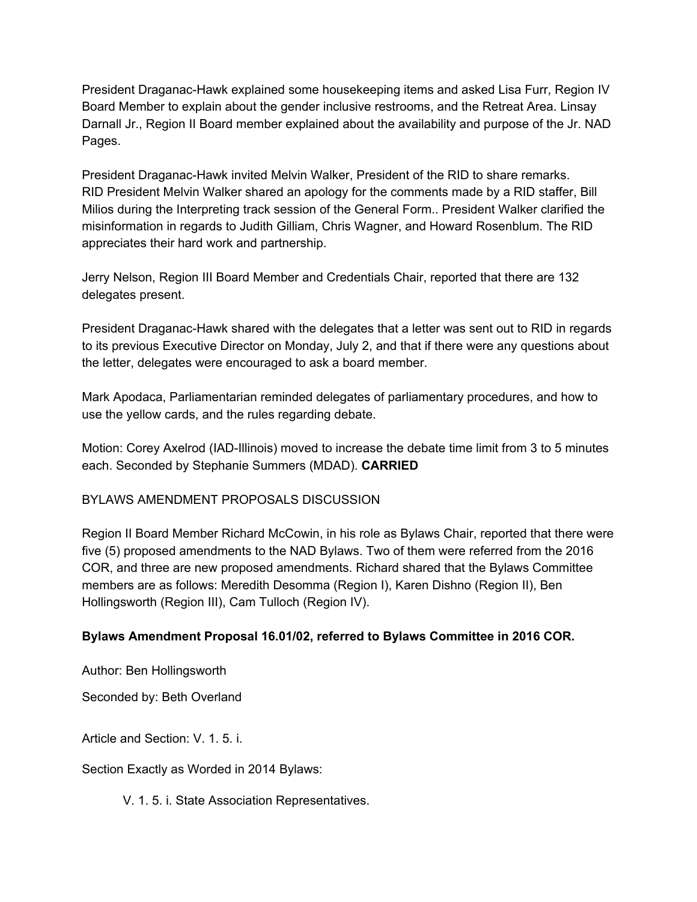President Draganac-Hawk explained some housekeeping items and asked Lisa Furr, Region IV Board Member to explain about the gender inclusive restrooms, and the Retreat Area. Linsay Darnall Jr., Region II Board member explained about the availability and purpose of the Jr. NAD Pages.

President Draganac-Hawk invited Melvin Walker, President of the RID to share remarks. RID President Melvin Walker shared an apology for the comments made by a RID staffer, Bill Milios during the Interpreting track session of the General Form.. President Walker clarified the misinformation in regards to Judith Gilliam, Chris Wagner, and Howard Rosenblum. The RID appreciates their hard work and partnership.

Jerry Nelson, Region III Board Member and Credentials Chair, reported that there are 132 delegates present.

President Draganac-Hawk shared with the delegates that a letter was sent out to RID in regards to its previous Executive Director on Monday, July 2, and that if there were any questions about the letter, delegates were encouraged to ask a board member.

Mark Apodaca, Parliamentarian reminded delegates of parliamentary procedures, and how to use the yellow cards, and the rules regarding debate.

Motion: Corey Axelrod (IAD-Illinois) moved to increase the debate time limit from 3 to 5 minutes each. Seconded by Stephanie Summers (MDAD). **CARRIED**

BYLAWS AMENDMENT PROPOSALS DISCUSSION

Region II Board Member Richard McCowin, in his role as Bylaws Chair, reported that there were five (5) proposed amendments to the NAD Bylaws. Two of them were referred from the 2016 COR, and three are new proposed amendments. Richard shared that the Bylaws Committee members are as follows: Meredith Desomma (Region I), Karen Dishno (Region II), Ben Hollingsworth (Region III), Cam Tulloch (Region IV).

**Bylaws Amendment Proposal 16.01/02, referred to Bylaws Committee in 2016 COR.**

Author: Ben Hollingsworth

Seconded by: Beth Overland

Article and Section: V. 1. 5. i.

Section Exactly as Worded in 2014 Bylaws:

V. 1. 5. i. State Association Representatives.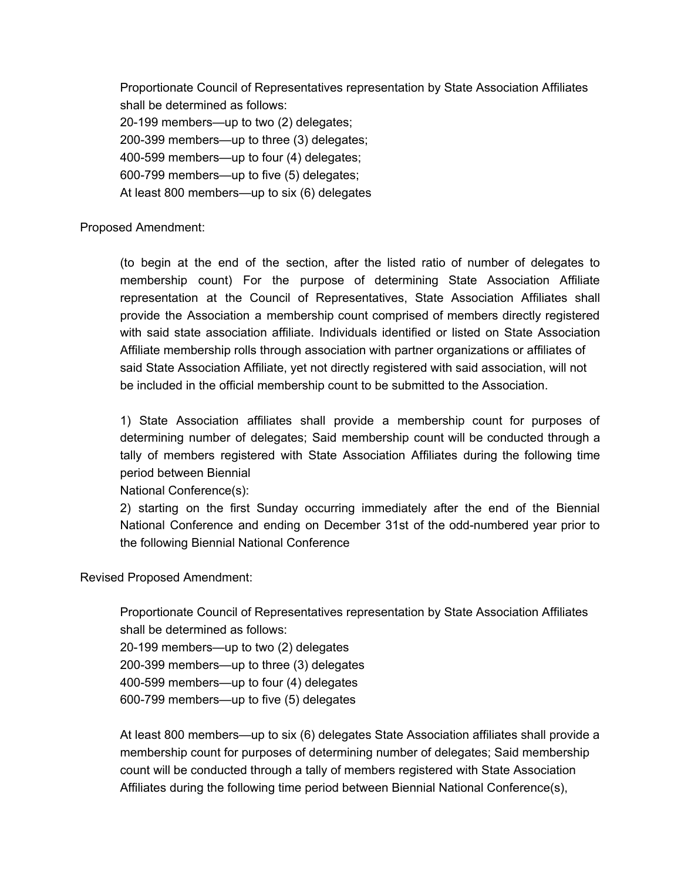Proportionate Council of Representatives representation by State Association Affiliates shall be determined as follows:
20-199 members—up to two (2) delegates;
200-399 members—up to three (3) delegates;
400-599 members—up to four (4) delegates;
600-799 members—up to five (5) delegates;
At least 800 members—up to six (6) delegates

Proposed Amendment:

(to begin at the end of the section, after the listed ratio of number of delegates to membership count) For the purpose of determining State Association Affiliate representation at the Council of Representatives, State Association Affiliates shall provide the Association a membership count comprised of members directly registered with said state association affiliate. Individuals identified or listed on State Association Affiliate membership rolls through association with partner organizations or affiliates of said State Association Affiliate, yet not directly registered with said association, will not be included in the official membership count to be submitted to the Association.

1) State Association affiliates shall provide a membership count for purposes of determining number of delegates; Said membership count will be conducted through a tally of members registered with State Association Affiliates during the following time period between Biennial
National Conference(s):
2) starting on the first Sunday occurring immediately after the end of the Biennial National Conference and ending on December 31st of the odd-numbered year prior to the following Biennial National Conference

Revised Proposed Amendment:

Proportionate Council of Representatives representation by State Association Affiliates shall be determined as follows:
20-199 members—up to two (2) delegates
200-399 members—up to three (3) delegates
400-599 members—up to four (4) delegates
600-799 members—up to five (5) delegates

At least 800 members—up to six (6) delegates State Association affiliates shall provide a membership count for purposes of determining number of delegates; Said membership count will be conducted through a tally of members registered with State Association Affiliates during the following time period between Biennial National Conference(s),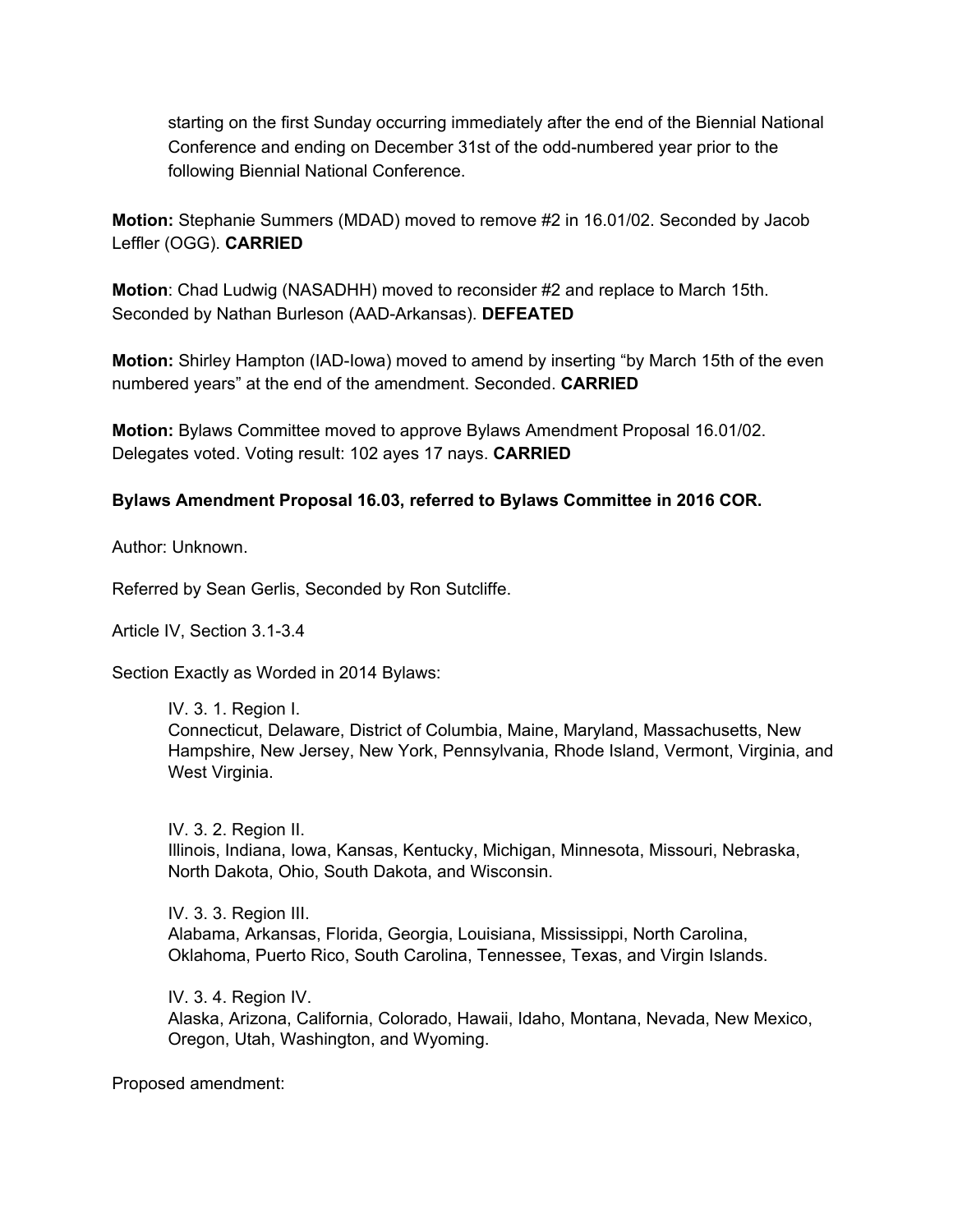> starting on the first Sunday occurring immediately after the end of the Biennial National Conference and ending on December 31st of the odd-numbered year prior to the following Biennial National Conference.

**Motion:** Stephanie Summers (MDAD) moved to remove #2 in 16.01/02. Seconded by Jacob Leffler (OGG). **CARRIED**

**Motion**: Chad Ludwig (NASADHH) moved to reconsider #2 and replace to March 15th. Seconded by Nathan Burleson (AAD-Arkansas). **DEFEATED**

**Motion:** Shirley Hampton (IAD-Iowa) moved to amend by inserting "by March 15th of the even numbered years" at the end of the amendment. Seconded. **CARRIED**

**Motion:** Bylaws Committee moved to approve Bylaws Amendment Proposal 16.01/02. Delegates voted. Voting result: 102 ayes 17 nays. **CARRIED**

**Bylaws Amendment Proposal 16.03, referred to Bylaws Committee in 2016 COR.**

Author: Unknown.

Referred by Sean Gerlis, Seconded by Ron Sutcliffe.

Article IV, Section 3.1-3.4

Section Exactly as Worded in 2014 Bylaws:

> IV. 3. 1. Region I.
> Connecticut, Delaware, District of Columbia, Maine, Maryland, Massachusetts, New Hampshire, New Jersey, New York, Pennsylvania, Rhode Island, Vermont, Virginia, and West Virginia.
>
> IV. 3. 2. Region II.
> Illinois, Indiana, Iowa, Kansas, Kentucky, Michigan, Minnesota, Missouri, Nebraska, North Dakota, Ohio, South Dakota, and Wisconsin.
>
> IV. 3. 3. Region III.
> Alabama, Arkansas, Florida, Georgia, Louisiana, Mississippi, North Carolina, Oklahoma, Puerto Rico, South Carolina, Tennessee, Texas, and Virgin Islands.
>
> IV. 3. 4. Region IV.
> Alaska, Arizona, California, Colorado, Hawaii, Idaho, Montana, Nevada, New Mexico, Oregon, Utah, Washington, and Wyoming.

Proposed amendment: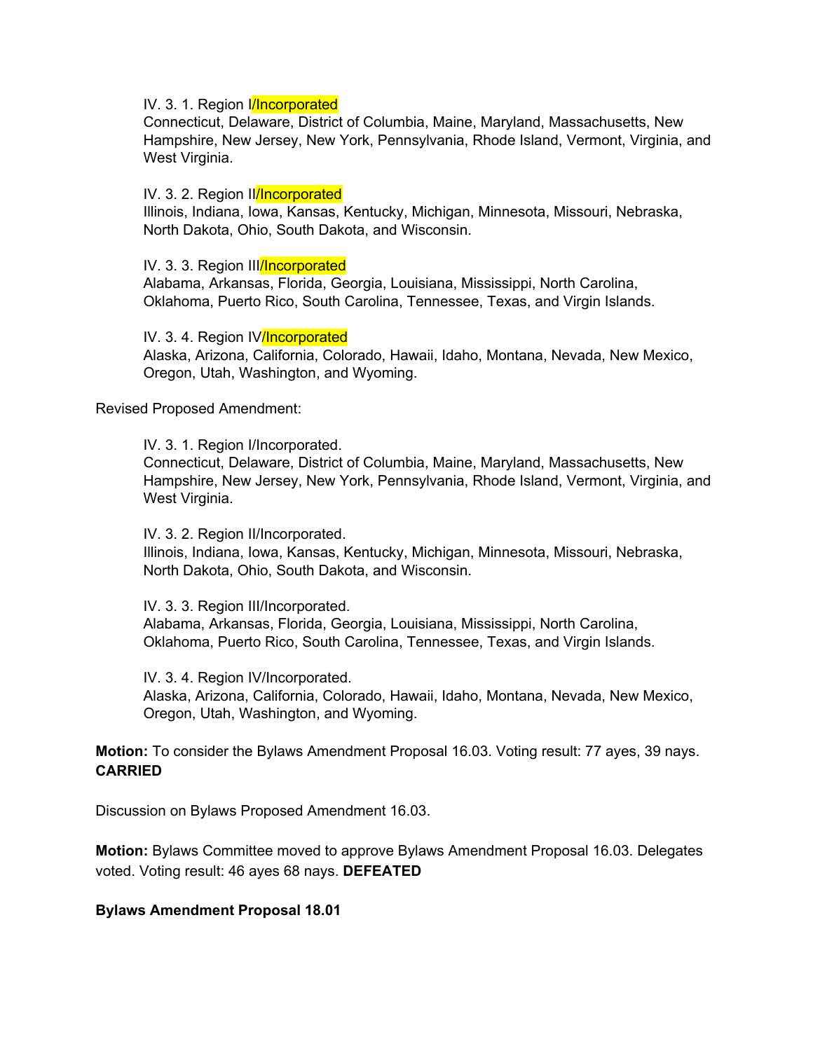IV. 3. 1. Region I/Incorporated
Connecticut, Delaware, District of Columbia, Maine, Maryland, Massachusetts, New Hampshire, New Jersey, New York, Pennsylvania, Rhode Island, Vermont, Virginia, and West Virginia.

IV. 3. 2. Region II/Incorporated
Illinois, Indiana, Iowa, Kansas, Kentucky, Michigan, Minnesota, Missouri, Nebraska, North Dakota, Ohio, South Dakota, and Wisconsin.

IV. 3. 3. Region III/Incorporated
Alabama, Arkansas, Florida, Georgia, Louisiana, Mississippi, North Carolina, Oklahoma, Puerto Rico, South Carolina, Tennessee, Texas, and Virgin Islands.

IV. 3. 4. Region IV/Incorporated
Alaska, Arizona, California, Colorado, Hawaii, Idaho, Montana, Nevada, New Mexico, Oregon, Utah, Washington, and Wyoming.

Revised Proposed Amendment:

IV. 3. 1. Region I/Incorporated.
Connecticut, Delaware, District of Columbia, Maine, Maryland, Massachusetts, New Hampshire, New Jersey, New York, Pennsylvania, Rhode Island, Vermont, Virginia, and West Virginia.

IV. 3. 2. Region II/Incorporated.
Illinois, Indiana, Iowa, Kansas, Kentucky, Michigan, Minnesota, Missouri, Nebraska, North Dakota, Ohio, South Dakota, and Wisconsin.

IV. 3. 3. Region III/Incorporated.
Alabama, Arkansas, Florida, Georgia, Louisiana, Mississippi, North Carolina, Oklahoma, Puerto Rico, South Carolina, Tennessee, Texas, and Virgin Islands.

IV. 3. 4. Region IV/Incorporated.
Alaska, Arizona, California, Colorado, Hawaii, Idaho, Montana, Nevada, New Mexico, Oregon, Utah, Washington, and Wyoming.

**Motion:** To consider the Bylaws Amendment Proposal 16.03. Voting result: 77 ayes, 39 nays. **CARRIED**

Discussion on Bylaws Proposed Amendment 16.03.

**Motion:** Bylaws Committee moved to approve Bylaws Amendment Proposal 16.03. Delegates voted. Voting result: 46 ayes 68 nays. **DEFEATED**

**Bylaws Amendment Proposal 18.01**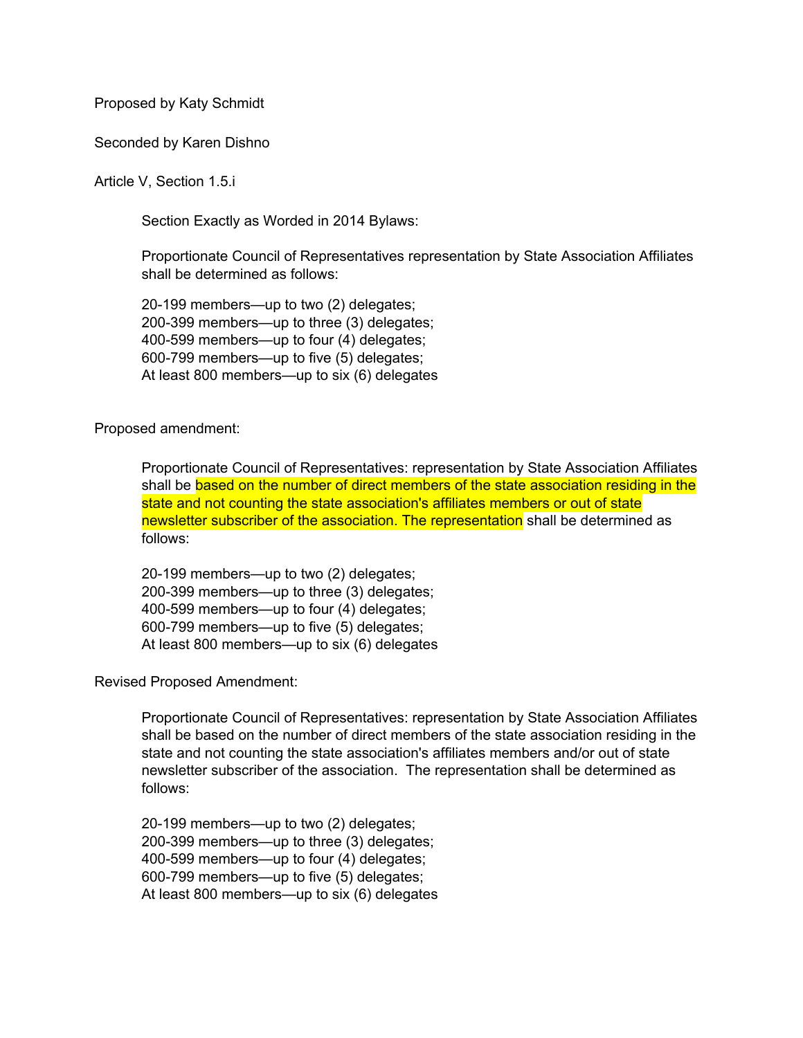Proposed by Katy Schmidt

Seconded by Karen Dishno

Article V, Section 1.5.i

> Section Exactly as Worded in 2014 Bylaws:
>
> Proportionate Council of Representatives representation by State Association Affiliates shall be determined as follows:
>
> 20-199 members—up to two (2) delegates;
> 200-399 members—up to three (3) delegates;
> 400-599 members—up to four (4) delegates;
> 600-799 members—up to five (5) delegates;
> At least 800 members—up to six (6) delegates

Proposed amendment:

> Proportionate Council of Representatives: representation by State Association Affiliates shall be based on the number of direct members of the state association residing in the state and not counting the state association's affiliates members or out of state newsletter subscriber of the association. The representation shall be determined as follows:
>
> 20-199 members—up to two (2) delegates;
> 200-399 members—up to three (3) delegates;
> 400-599 members—up to four (4) delegates;
> 600-799 members—up to five (5) delegates;
> At least 800 members—up to six (6) delegates

Revised Proposed Amendment:

> Proportionate Council of Representatives: representation by State Association Affiliates shall be based on the number of direct members of the state association residing in the state and not counting the state association's affiliates members and/or out of state newsletter subscriber of the association. The representation shall be determined as follows:
>
> 20-199 members—up to two (2) delegates;
> 200-399 members—up to three (3) delegates;
> 400-599 members—up to four (4) delegates;
> 600-799 members—up to five (5) delegates;
> At least 800 members—up to six (6) delegates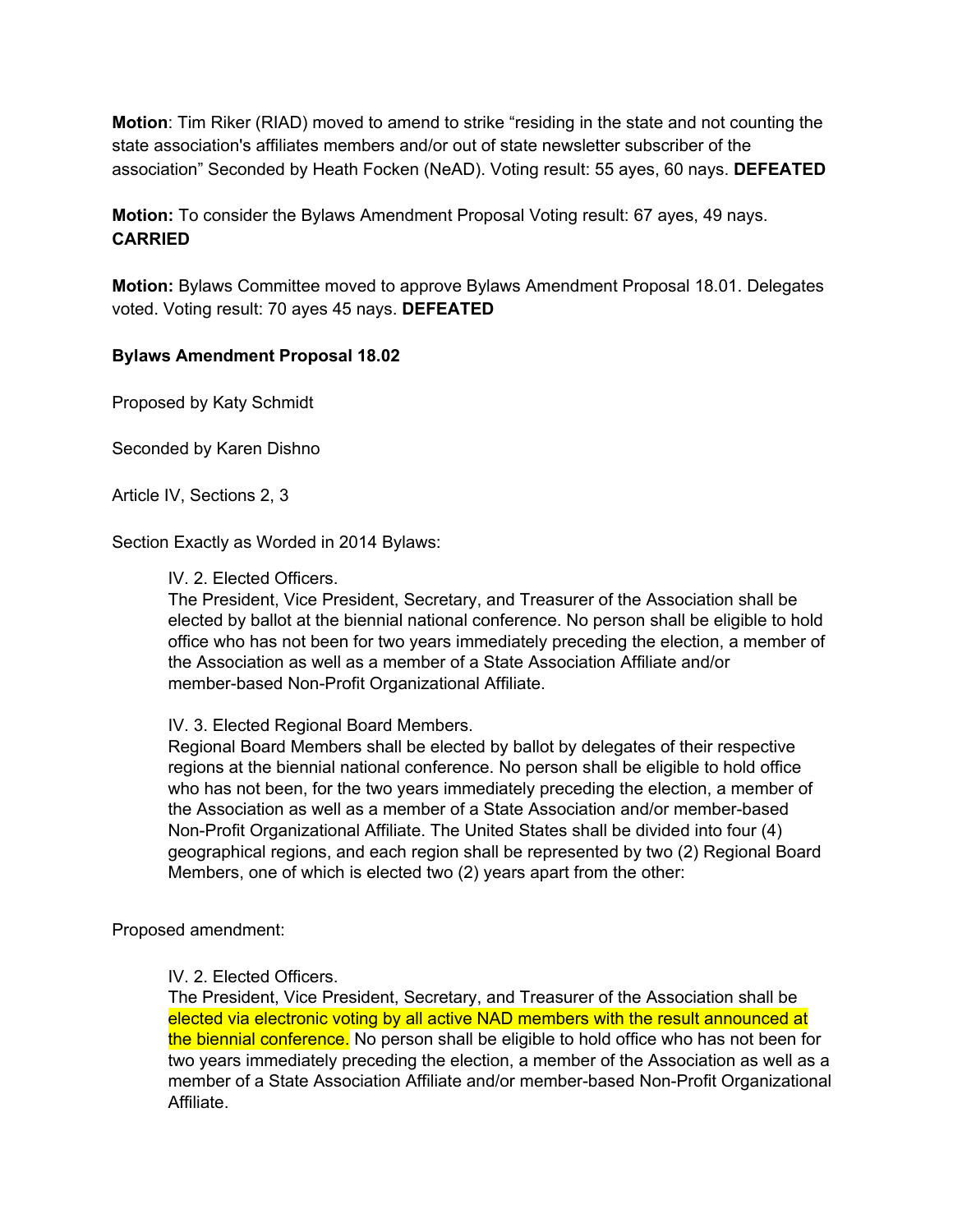**Motion**: Tim Riker (RIAD) moved to amend to strike "residing in the state and not counting the state association's affiliates members and/or out of state newsletter subscriber of the association" Seconded by Heath Focken (NeAD). Voting result: 55 ayes, 60 nays. **DEFEATED**

**Motion:** To consider the Bylaws Amendment Proposal Voting result: 67 ayes, 49 nays. **CARRIED**

**Motion:** Bylaws Committee moved to approve Bylaws Amendment Proposal 18.01. Delegates voted. Voting result: 70 ayes 45 nays. **DEFEATED**

**Bylaws Amendment Proposal 18.02**

Proposed by Katy Schmidt

Seconded by Karen Dishno

Article IV, Sections 2, 3

Section Exactly as Worded in 2014 Bylaws:

> IV. 2. Elected Officers.
> The President, Vice President, Secretary, and Treasurer of the Association shall be elected by ballot at the biennial national conference. No person shall be eligible to hold office who has not been for two years immediately preceding the election, a member of the Association as well as a member of a State Association Affiliate and/or member-based Non-Profit Organizational Affiliate.
>
> IV. 3. Elected Regional Board Members.
> Regional Board Members shall be elected by ballot by delegates of their respective regions at the biennial national conference. No person shall be eligible to hold office who has not been, for the two years immediately preceding the election, a member of the Association as well as a member of a State Association and/or member-based Non-Profit Organizational Affiliate. The United States shall be divided into four (4) geographical regions, and each region shall be represented by two (2) Regional Board Members, one of which is elected two (2) years apart from the other:

Proposed amendment:

> IV. 2. Elected Officers.
> The President, Vice President, Secretary, and Treasurer of the Association shall be elected via electronic voting by all active NAD members with the result announced at the biennial conference. No person shall be eligible to hold office who has not been for two years immediately preceding the election, a member of the Association as well as a member of a State Association Affiliate and/or member-based Non-Profit Organizational Affiliate.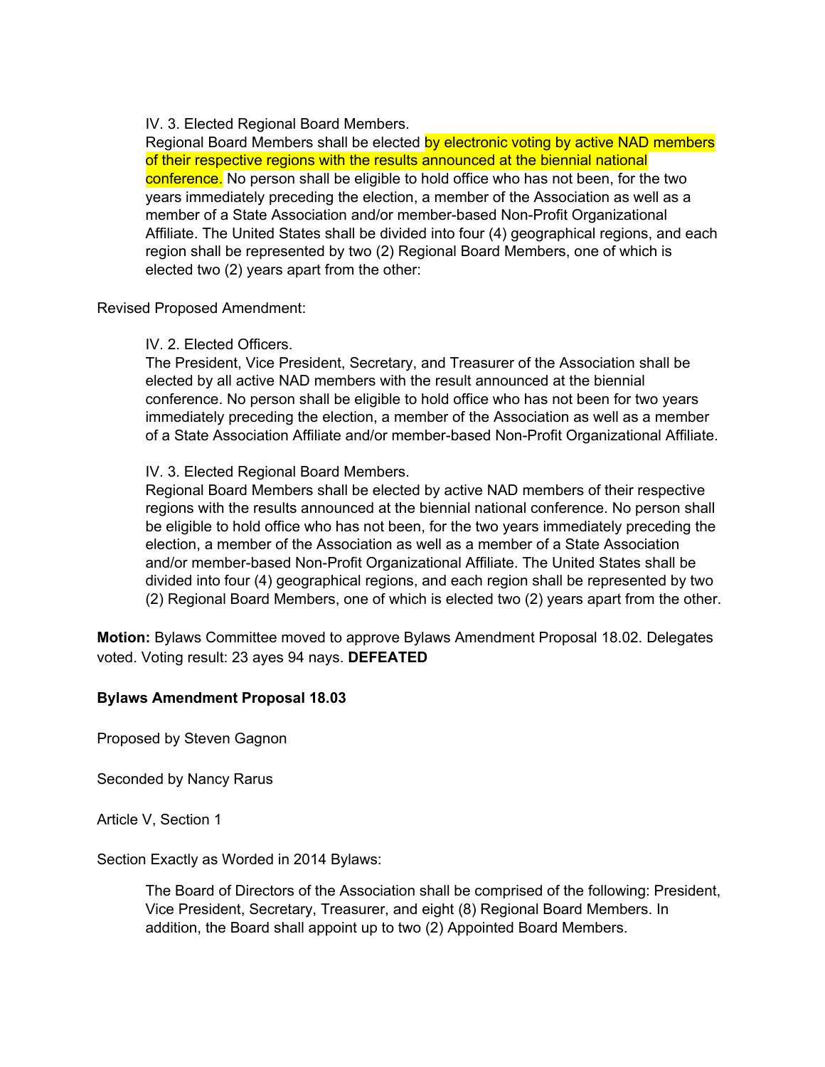IV. 3. Elected Regional Board Members.
Regional Board Members shall be elected by electronic voting by active NAD members of their respective regions with the results announced at the biennial national conference. No person shall be eligible to hold office who has not been, for the two years immediately preceding the election, a member of the Association as well as a member of a State Association and/or member-based Non-Profit Organizational Affiliate. The United States shall be divided into four (4) geographical regions, and each region shall be represented by two (2) Regional Board Members, one of which is elected two (2) years apart from the other:

Revised Proposed Amendment:

IV. 2. Elected Officers.
The President, Vice President, Secretary, and Treasurer of the Association shall be elected by all active NAD members with the result announced at the biennial conference. No person shall be eligible to hold office who has not been for two years immediately preceding the election, a member of the Association as well as a member of a State Association Affiliate and/or member-based Non-Profit Organizational Affiliate.

IV. 3. Elected Regional Board Members.
Regional Board Members shall be elected by active NAD members of their respective regions with the results announced at the biennial national conference. No person shall be eligible to hold office who has not been, for the two years immediately preceding the election, a member of the Association as well as a member of a State Association and/or member-based Non-Profit Organizational Affiliate. The United States shall be divided into four (4) geographical regions, and each region shall be represented by two (2) Regional Board Members, one of which is elected two (2) years apart from the other.

**Motion:** Bylaws Committee moved to approve Bylaws Amendment Proposal 18.02. Delegates voted. Voting result: 23 ayes 94 nays. **DEFEATED**

**Bylaws Amendment Proposal 18.03**

Proposed by Steven Gagnon

Seconded by Nancy Rarus

Article V, Section 1

Section Exactly as Worded in 2014 Bylaws:

The Board of Directors of the Association shall be comprised of the following: President, Vice President, Secretary, Treasurer, and eight (8) Regional Board Members. In addition, the Board shall appoint up to two (2) Appointed Board Members.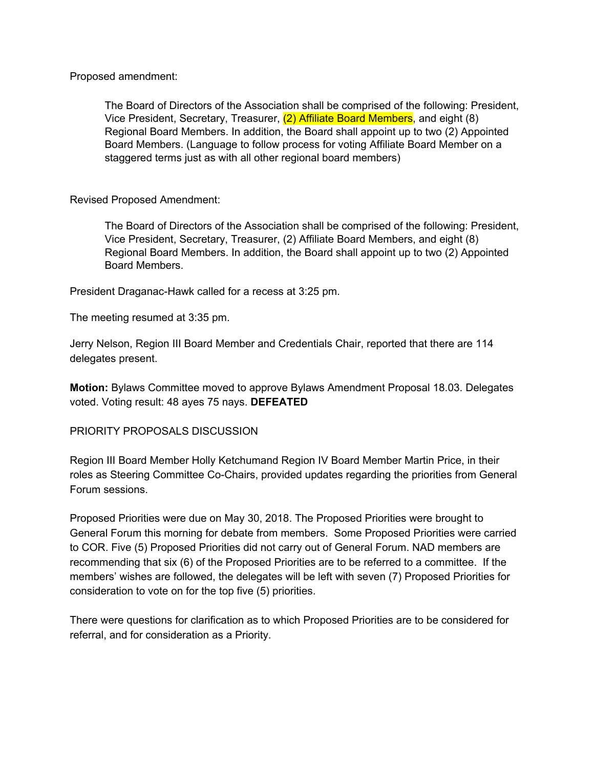Proposed amendment:

> The Board of Directors of the Association shall be comprised of the following: President, Vice President, Secretary, Treasurer, (2) Affiliate Board Members, and eight (8) Regional Board Members. In addition, the Board shall appoint up to two (2) Appointed Board Members. (Language to follow process for voting Affiliate Board Member on a staggered terms just as with all other regional board members)

Revised Proposed Amendment:

> The Board of Directors of the Association shall be comprised of the following: President, Vice President, Secretary, Treasurer, (2) Affiliate Board Members, and eight (8) Regional Board Members. In addition, the Board shall appoint up to two (2) Appointed Board Members.

President Draganac-Hawk called for a recess at 3:25 pm.

The meeting resumed at 3:35 pm.

Jerry Nelson, Region III Board Member and Credentials Chair, reported that there are 114 delegates present.

**Motion:** Bylaws Committee moved to approve Bylaws Amendment Proposal 18.03. Delegates voted. Voting result: 48 ayes 75 nays. **DEFEATED**

PRIORITY PROPOSALS DISCUSSION

Region III Board Member Holly Ketchumand Region IV Board Member Martin Price, in their roles as Steering Committee Co-Chairs, provided updates regarding the priorities from General Forum sessions.

Proposed Priorities were due on May 30, 2018. The Proposed Priorities were brought to General Forum this morning for debate from members. Some Proposed Priorities were carried to COR. Five (5) Proposed Priorities did not carry out of General Forum. NAD members are recommending that six (6) of the Proposed Priorities are to be referred to a committee. If the members' wishes are followed, the delegates will be left with seven (7) Proposed Priorities for consideration to vote on for the top five (5) priorities.

There were questions for clarification as to which Proposed Priorities are to be considered for referral, and for consideration as a Priority.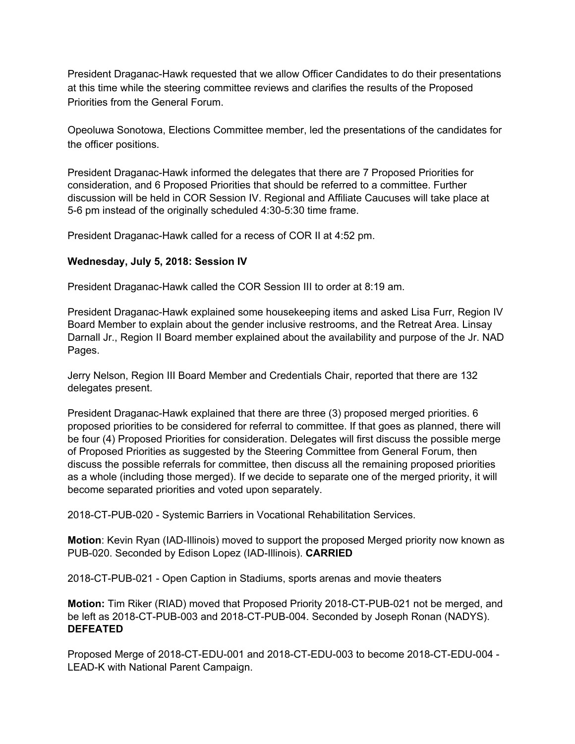President Draganac-Hawk requested that we allow Officer Candidates to do their presentations at this time while the steering committee reviews and clarifies the results of the Proposed Priorities from the General Forum.

Opeoluwa Sonotowa, Elections Committee member, led the presentations of the candidates for the officer positions.

President Draganac-Hawk informed the delegates that there are 7 Proposed Priorities for consideration, and 6 Proposed Priorities that should be referred to a committee. Further discussion will be held in COR Session IV. Regional and Affiliate Caucuses will take place at 5-6 pm instead of the originally scheduled 4:30-5:30 time frame.

President Draganac-Hawk called for a recess of COR II at 4:52 pm.

**Wednesday, July 5, 2018: Session IV**

President Draganac-Hawk called the COR Session III to order at 8:19 am.

President Draganac-Hawk explained some housekeeping items and asked Lisa Furr, Region IV Board Member to explain about the gender inclusive restrooms, and the Retreat Area. Linsay Darnall Jr., Region II Board member explained about the availability and purpose of the Jr. NAD Pages.

Jerry Nelson, Region III Board Member and Credentials Chair, reported that there are 132 delegates present.

President Draganac-Hawk explained that there are three (3) proposed merged priorities. 6 proposed priorities to be considered for referral to committee. If that goes as planned, there will be four (4) Proposed Priorities for consideration. Delegates will first discuss the possible merge of Proposed Priorities as suggested by the Steering Committee from General Forum, then discuss the possible referrals for committee, then discuss all the remaining proposed priorities as a whole (including those merged). If we decide to separate one of the merged priority, it will become separated priorities and voted upon separately.

2018-CT-PUB-020 - Systemic Barriers in Vocational Rehabilitation Services.

**Motion**: Kevin Ryan (IAD-Illinois) moved to support the proposed Merged priority now known as PUB-020. Seconded by Edison Lopez (IAD-Illinois). **CARRIED**

2018-CT-PUB-021 - Open Caption in Stadiums, sports arenas and movie theaters

**Motion:** Tim Riker (RIAD) moved that Proposed Priority 2018-CT-PUB-021 not be merged, and be left as 2018-CT-PUB-003 and 2018-CT-PUB-004. Seconded by Joseph Ronan (NADYS). **DEFEATED**

Proposed Merge of 2018-CT-EDU-001 and 2018-CT-EDU-003 to become 2018-CT-EDU-004 - LEAD-K with National Parent Campaign.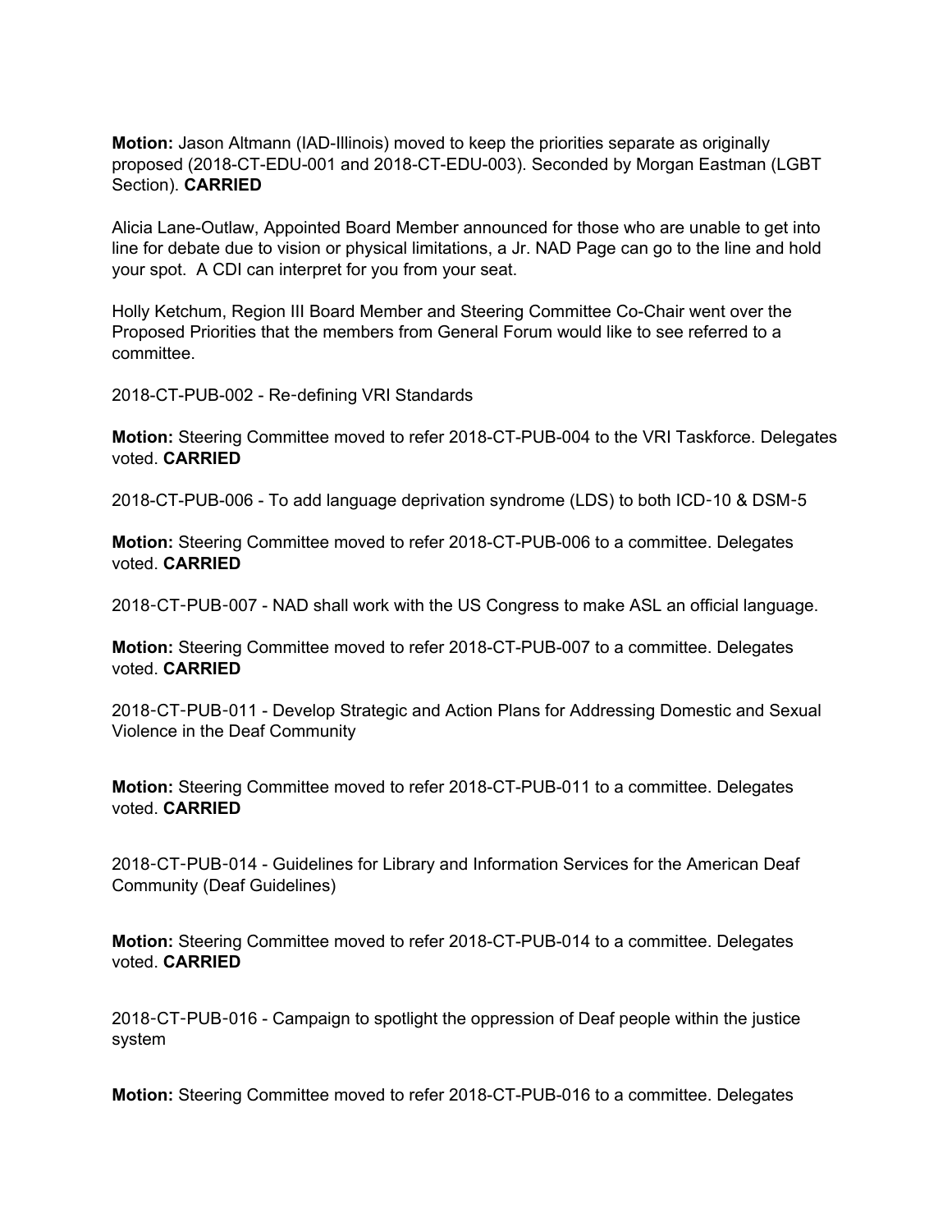**Motion:** Jason Altmann (IAD-Illinois) moved to keep the priorities separate as originally proposed (2018-CT-EDU-001 and 2018-CT-EDU-003). Seconded by Morgan Eastman (LGBT Section). **CARRIED**

Alicia Lane-Outlaw, Appointed Board Member announced for those who are unable to get into line for debate due to vision or physical limitations, a Jr. NAD Page can go to the line and hold your spot. A CDI can interpret for you from your seat.

Holly Ketchum, Region III Board Member and Steering Committee Co-Chair went over the Proposed Priorities that the members from General Forum would like to see referred to a committee.

2018-CT-PUB-002 - Re-defining VRI Standards

**Motion:** Steering Committee moved to refer 2018-CT-PUB-004 to the VRI Taskforce. Delegates voted. **CARRIED**

2018-CT-PUB-006 - To add language deprivation syndrome (LDS) to both ICD-10 & DSM-5

**Motion:** Steering Committee moved to refer 2018-CT-PUB-006 to a committee. Delegates voted. **CARRIED**

2018-CT-PUB-007 - NAD shall work with the US Congress to make ASL an official language.

**Motion:** Steering Committee moved to refer 2018-CT-PUB-007 to a committee. Delegates voted. **CARRIED**

2018-CT-PUB-011 - Develop Strategic and Action Plans for Addressing Domestic and Sexual Violence in the Deaf Community

**Motion:** Steering Committee moved to refer 2018-CT-PUB-011 to a committee. Delegates voted. **CARRIED**

2018-CT-PUB-014 - Guidelines for Library and Information Services for the American Deaf Community (Deaf Guidelines)

**Motion:** Steering Committee moved to refer 2018-CT-PUB-014 to a committee. Delegates voted. **CARRIED**

2018-CT-PUB-016 - Campaign to spotlight the oppression of Deaf people within the justice system

**Motion:** Steering Committee moved to refer 2018-CT-PUB-016 to a committee. Delegates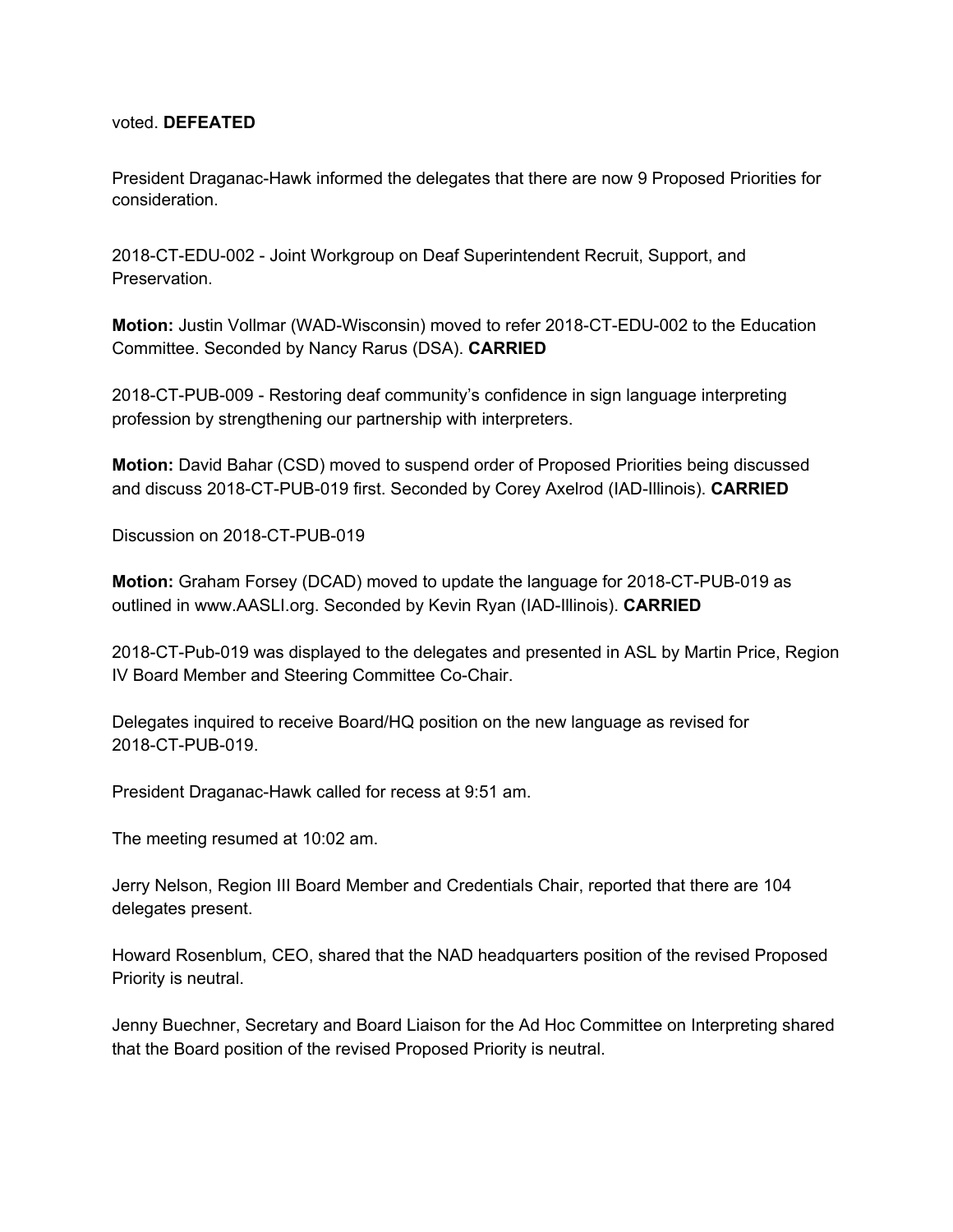voted. **DEFEATED**

President Draganac-Hawk informed the delegates that there are now 9 Proposed Priorities for consideration.

2018-CT-EDU-002 - Joint Workgroup on Deaf Superintendent Recruit, Support, and Preservation.

**Motion:** Justin Vollmar (WAD-Wisconsin) moved to refer 2018-CT-EDU-002 to the Education Committee. Seconded by Nancy Rarus (DSA). **CARRIED**

2018-CT-PUB-009 - Restoring deaf community's confidence in sign language interpreting profession by strengthening our partnership with interpreters.

**Motion:** David Bahar (CSD) moved to suspend order of Proposed Priorities being discussed and discuss 2018-CT-PUB-019 first. Seconded by Corey Axelrod (IAD-Illinois). **CARRIED**

Discussion on 2018-CT-PUB-019

**Motion:** Graham Forsey (DCAD) moved to update the language for 2018-CT-PUB-019 as outlined in www.AASLI.org. Seconded by Kevin Ryan (IAD-Illinois). **CARRIED**

2018-CT-Pub-019 was displayed to the delegates and presented in ASL by Martin Price, Region IV Board Member and Steering Committee Co-Chair.

Delegates inquired to receive Board/HQ position on the new language as revised for 2018-CT-PUB-019.

President Draganac-Hawk called for recess at 9:51 am.

The meeting resumed at 10:02 am.

Jerry Nelson, Region III Board Member and Credentials Chair, reported that there are 104 delegates present.

Howard Rosenblum, CEO, shared that the NAD headquarters position of the revised Proposed Priority is neutral.

Jenny Buechner, Secretary and Board Liaison for the Ad Hoc Committee on Interpreting shared that the Board position of the revised Proposed Priority is neutral.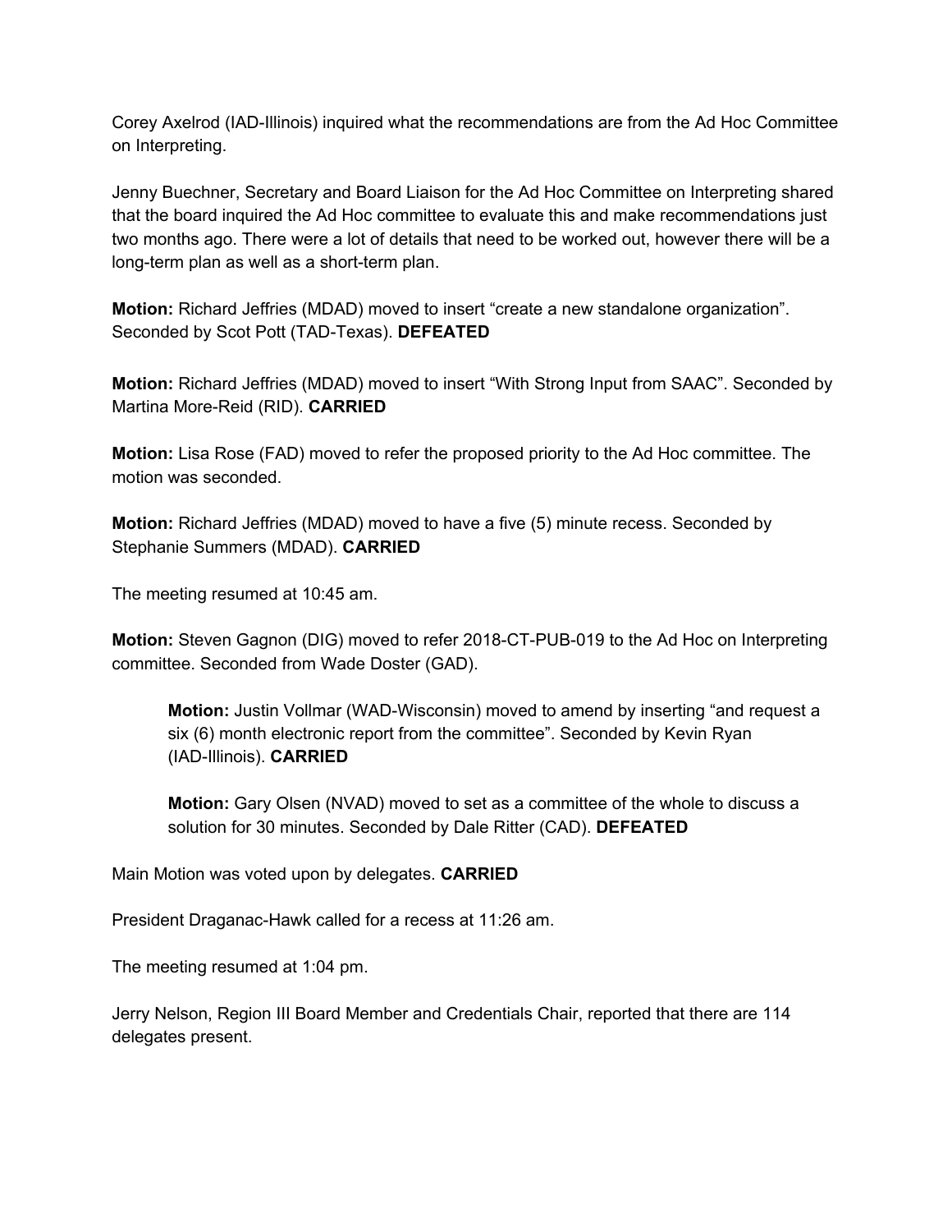Corey Axelrod (IAD-Illinois) inquired what the recommendations are from the Ad Hoc Committee on Interpreting.

Jenny Buechner, Secretary and Board Liaison for the Ad Hoc Committee on Interpreting shared that the board inquired the Ad Hoc committee to evaluate this and make recommendations just two months ago. There were a lot of details that need to be worked out, however there will be a long-term plan as well as a short-term plan.

**Motion:** Richard Jeffries (MDAD) moved to insert "create a new standalone organization". Seconded by Scot Pott (TAD-Texas). **DEFEATED**

**Motion:** Richard Jeffries (MDAD) moved to insert "With Strong Input from SAAC". Seconded by Martina More-Reid (RID). **CARRIED**

**Motion:** Lisa Rose (FAD) moved to refer the proposed priority to the Ad Hoc committee. The motion was seconded.

**Motion:** Richard Jeffries (MDAD) moved to have a five (5) minute recess. Seconded by Stephanie Summers (MDAD). **CARRIED**

The meeting resumed at 10:45 am.

**Motion:** Steven Gagnon (DIG) moved to refer 2018-CT-PUB-019 to the Ad Hoc on Interpreting committee. Seconded from Wade Doster (GAD).

> **Motion:** Justin Vollmar (WAD-Wisconsin) moved to amend by inserting "and request a six (6) month electronic report from the committee". Seconded by Kevin Ryan (IAD-Illinois). **CARRIED**
>
> **Motion:** Gary Olsen (NVAD) moved to set as a committee of the whole to discuss a solution for 30 minutes. Seconded by Dale Ritter (CAD). **DEFEATED**

Main Motion was voted upon by delegates. **CARRIED**

President Draganac-Hawk called for a recess at 11:26 am.

The meeting resumed at 1:04 pm.

Jerry Nelson, Region III Board Member and Credentials Chair, reported that there are 114 delegates present.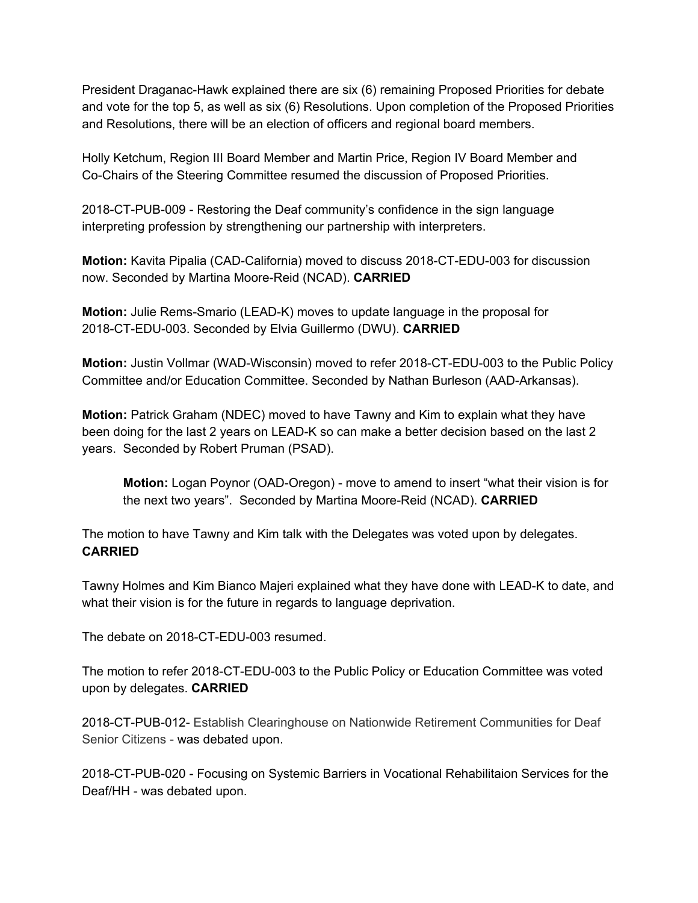President Draganac-Hawk explained there are six (6) remaining Proposed Priorities for debate and vote for the top 5, as well as six (6) Resolutions. Upon completion of the Proposed Priorities and Resolutions, there will be an election of officers and regional board members.

Holly Ketchum, Region III Board Member and Martin Price, Region IV Board Member and Co-Chairs of the Steering Committee resumed the discussion of Proposed Priorities.

2018-CT-PUB-009 - Restoring the Deaf community's confidence in the sign language interpreting profession by strengthening our partnership with interpreters.

**Motion:** Kavita Pipalia (CAD-California) moved to discuss 2018-CT-EDU-003 for discussion now. Seconded by Martina Moore-Reid (NCAD). **CARRIED**

**Motion:** Julie Rems-Smario (LEAD-K) moves to update language in the proposal for 2018-CT-EDU-003. Seconded by Elvia Guillermo (DWU). **CARRIED**

**Motion:** Justin Vollmar (WAD-Wisconsin) moved to refer 2018-CT-EDU-003 to the Public Policy Committee and/or Education Committee. Seconded by Nathan Burleson (AAD-Arkansas).

**Motion:** Patrick Graham (NDEC) moved to have Tawny and Kim to explain what they have been doing for the last 2 years on LEAD-K so can make a better decision based on the last 2 years. Seconded by Robert Pruman (PSAD).

> **Motion:** Logan Poynor (OAD-Oregon) - move to amend to insert "what their vision is for the next two years". Seconded by Martina Moore-Reid (NCAD). **CARRIED**

The motion to have Tawny and Kim talk with the Delegates was voted upon by delegates. **CARRIED**

Tawny Holmes and Kim Bianco Majeri explained what they have done with LEAD-K to date, and what their vision is for the future in regards to language deprivation.

The debate on 2018-CT-EDU-003 resumed.

The motion to refer 2018-CT-EDU-003 to the Public Policy or Education Committee was voted upon by delegates. **CARRIED**

2018-CT-PUB-012- Establish Clearinghouse on Nationwide Retirement Communities for Deaf Senior Citizens - was debated upon.

2018-CT-PUB-020 - Focusing on Systemic Barriers in Vocational Rehabilitaion Services for the Deaf/HH - was debated upon.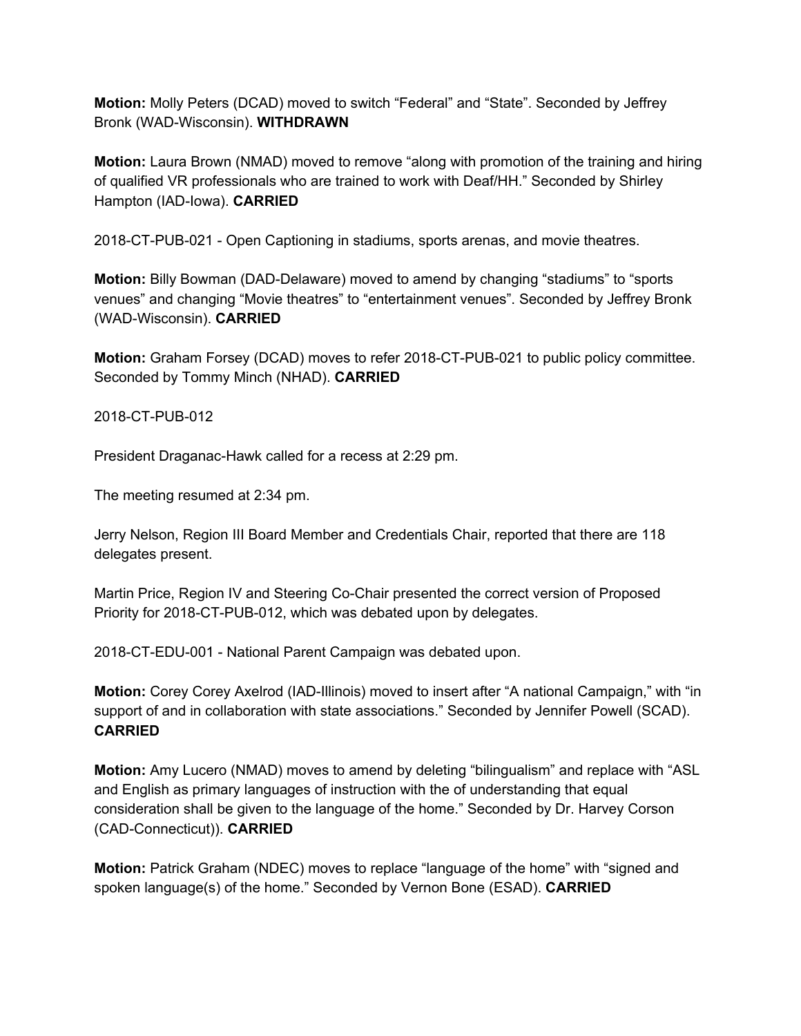**Motion:** Molly Peters (DCAD) moved to switch "Federal" and "State". Seconded by Jeffrey Bronk (WAD-Wisconsin). **WITHDRAWN**

**Motion:** Laura Brown (NMAD) moved to remove "along with promotion of the training and hiring of qualified VR professionals who are trained to work with Deaf/HH." Seconded by Shirley Hampton (IAD-Iowa). **CARRIED**

2018-CT-PUB-021 - Open Captioning in stadiums, sports arenas, and movie theatres.

**Motion:** Billy Bowman (DAD-Delaware) moved to amend by changing "stadiums" to "sports venues" and changing "Movie theatres" to "entertainment venues". Seconded by Jeffrey Bronk (WAD-Wisconsin). **CARRIED**

**Motion:** Graham Forsey (DCAD) moves to refer 2018-CT-PUB-021 to public policy committee. Seconded by Tommy Minch (NHAD). **CARRIED**

2018-CT-PUB-012

President Draganac-Hawk called for a recess at 2:29 pm.

The meeting resumed at 2:34 pm.

Jerry Nelson, Region III Board Member and Credentials Chair, reported that there are 118 delegates present.

Martin Price, Region IV and Steering Co-Chair presented the correct version of Proposed Priority for 2018-CT-PUB-012, which was debated upon by delegates.

2018-CT-EDU-001 - National Parent Campaign was debated upon.

**Motion:** Corey Corey Axelrod (IAD-Illinois) moved to insert after "A national Campaign," with "in support of and in collaboration with state associations." Seconded by Jennifer Powell (SCAD). **CARRIED**

**Motion:** Amy Lucero (NMAD) moves to amend by deleting "bilingualism" and replace with "ASL and English as primary languages of instruction with the of understanding that equal consideration shall be given to the language of the home." Seconded by Dr. Harvey Corson (CAD-Connecticut)). **CARRIED**

**Motion:** Patrick Graham (NDEC) moves to replace "language of the home" with "signed and spoken language(s) of the home." Seconded by Vernon Bone (ESAD). **CARRIED**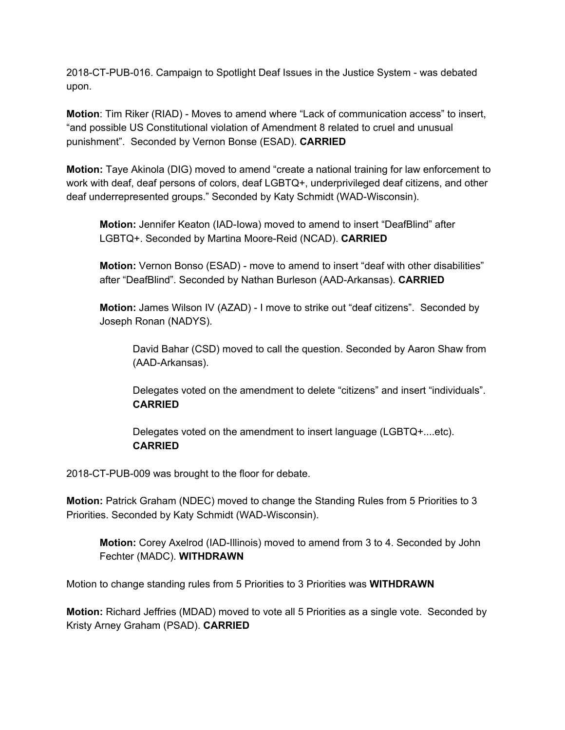2018-CT-PUB-016. Campaign to Spotlight Deaf Issues in the Justice System - was debated upon.

**Motion**: Tim Riker (RIAD) - Moves to amend where "Lack of communication access" to insert, "and possible US Constitutional violation of Amendment 8 related to cruel and unusual punishment". Seconded by Vernon Bonse (ESAD). **CARRIED**

**Motion:** Taye Akinola (DIG) moved to amend "create a national training for law enforcement to work with deaf, deaf persons of colors, deaf LGBTQ+, underprivileged deaf citizens, and other deaf underrepresented groups." Seconded by Katy Schmidt (WAD-Wisconsin).

> **Motion:** Jennifer Keaton (IAD-Iowa) moved to amend to insert "DeafBlind" after LGBTQ+. Seconded by Martina Moore-Reid (NCAD). **CARRIED**
>
> **Motion:** Vernon Bonso (ESAD) - move to amend to insert "deaf with other disabilities" after "DeafBlind". Seconded by Nathan Burleson (AAD-Arkansas). **CARRIED**
>
> **Motion:** James Wilson IV (AZAD) - I move to strike out "deaf citizens". Seconded by Joseph Ronan (NADYS).
>
> > David Bahar (CSD) moved to call the question. Seconded by Aaron Shaw from (AAD-Arkansas).
> >
> > Delegates voted on the amendment to delete "citizens" and insert "individuals". **CARRIED**
> >
> > Delegates voted on the amendment to insert language (LGBTQ+....etc). **CARRIED**

2018-CT-PUB-009 was brought to the floor for debate.

**Motion:** Patrick Graham (NDEC) moved to change the Standing Rules from 5 Priorities to 3 Priorities. Seconded by Katy Schmidt (WAD-Wisconsin).

> **Motion:** Corey Axelrod (IAD-Illinois) moved to amend from 3 to 4. Seconded by John Fechter (MADC). **WITHDRAWN**

Motion to change standing rules from 5 Priorities to 3 Priorities was **WITHDRAWN**

**Motion:** Richard Jeffries (MDAD) moved to vote all 5 Priorities as a single vote. Seconded by Kristy Arney Graham (PSAD). **CARRIED**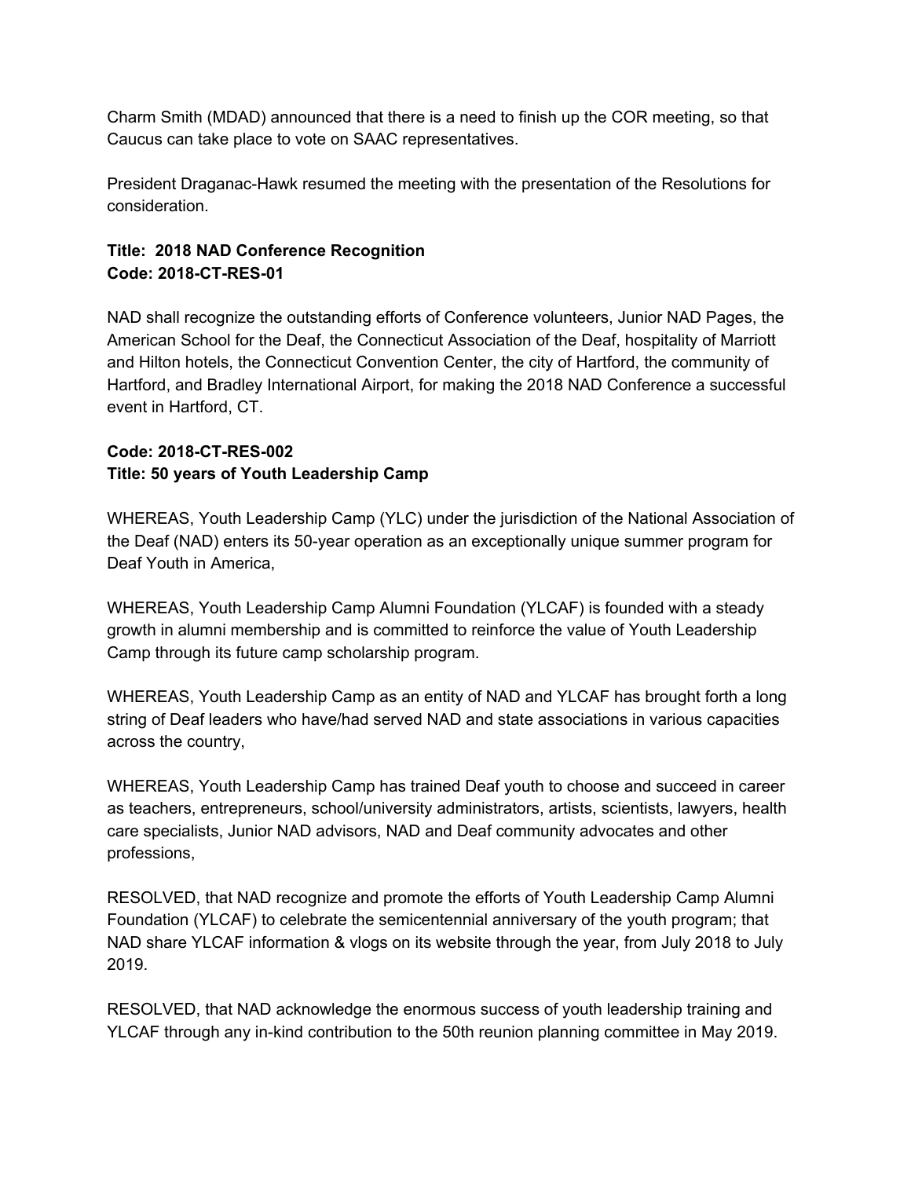Charm Smith (MDAD) announced that there is a need to finish up the COR meeting, so that Caucus can take place to vote on SAAC representatives.

President Draganac-Hawk resumed the meeting with the presentation of the Resolutions for consideration.

**Title: 2018 NAD Conference Recognition**
**Code: 2018-CT-RES-01**

NAD shall recognize the outstanding efforts of Conference volunteers, Junior NAD Pages, the American School for the Deaf, the Connecticut Association of the Deaf, hospitality of Marriott and Hilton hotels, the Connecticut Convention Center, the city of Hartford, the community of Hartford, and Bradley International Airport, for making the 2018 NAD Conference a successful event in Hartford, CT.

**Code: 2018-CT-RES-002**
**Title: 50 years of Youth Leadership Camp**

WHEREAS, Youth Leadership Camp (YLC) under the jurisdiction of the National Association of the Deaf (NAD) enters its 50-year operation as an exceptionally unique summer program for Deaf Youth in America,

WHEREAS, Youth Leadership Camp Alumni Foundation (YLCAF) is founded with a steady growth in alumni membership and is committed to reinforce the value of Youth Leadership Camp through its future camp scholarship program.

WHEREAS, Youth Leadership Camp as an entity of NAD and YLCAF has brought forth a long string of Deaf leaders who have/had served NAD and state associations in various capacities across the country,

WHEREAS, Youth Leadership Camp has trained Deaf youth to choose and succeed in career as teachers, entrepreneurs, school/university administrators, artists, scientists, lawyers, health care specialists, Junior NAD advisors, NAD and Deaf community advocates and other professions,

RESOLVED, that NAD recognize and promote the efforts of Youth Leadership Camp Alumni Foundation (YLCAF) to celebrate the semicentennial anniversary of the youth program; that NAD share YLCAF information & vlogs on its website through the year, from July 2018 to July 2019.

RESOLVED, that NAD acknowledge the enormous success of youth leadership training and YLCAF through any in-kind contribution to the 50th reunion planning committee in May 2019.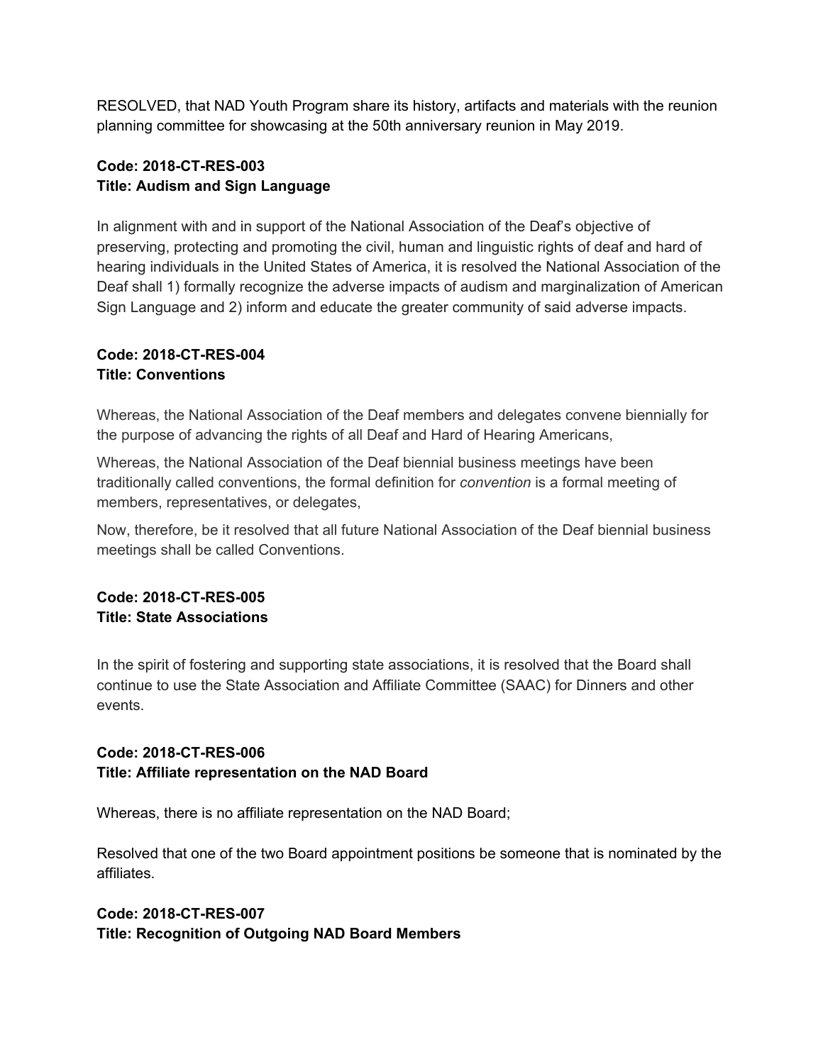RESOLVED, that NAD Youth Program share its history, artifacts and materials with the reunion planning committee for showcasing at the 50th anniversary reunion in May 2019.

**Code: 2018-CT-RES-003**
**Title: Audism and Sign Language**

In alignment with and in support of the National Association of the Deaf's objective of preserving, protecting and promoting the civil, human and linguistic rights of deaf and hard of hearing individuals in the United States of America, it is resolved the National Association of the Deaf shall 1) formally recognize the adverse impacts of audism and marginalization of American Sign Language and 2) inform and educate the greater community of said adverse impacts.

**Code: 2018-CT-RES-004**
**Title: Conventions**

Whereas, the National Association of the Deaf members and delegates convene biennially for the purpose of advancing the rights of all Deaf and Hard of Hearing Americans,

Whereas, the National Association of the Deaf biennial business meetings have been traditionally called conventions, the formal definition for *convention* is a formal meeting of members, representatives, or delegates,

Now, therefore, be it resolved that all future National Association of the Deaf biennial business meetings shall be called Conventions.

**Code: 2018-CT-RES-005**
**Title: State Associations**

In the spirit of fostering and supporting state associations, it is resolved that the Board shall continue to use the State Association and Affiliate Committee (SAAC) for Dinners and other events.

**Code: 2018-CT-RES-006**
**Title: Affiliate representation on the NAD Board**

Whereas, there is no affiliate representation on the NAD Board;

Resolved that one of the two Board appointment positions be someone that is nominated by the affiliates.

**Code: 2018-CT-RES-007**
**Title: Recognition of Outgoing NAD Board Members**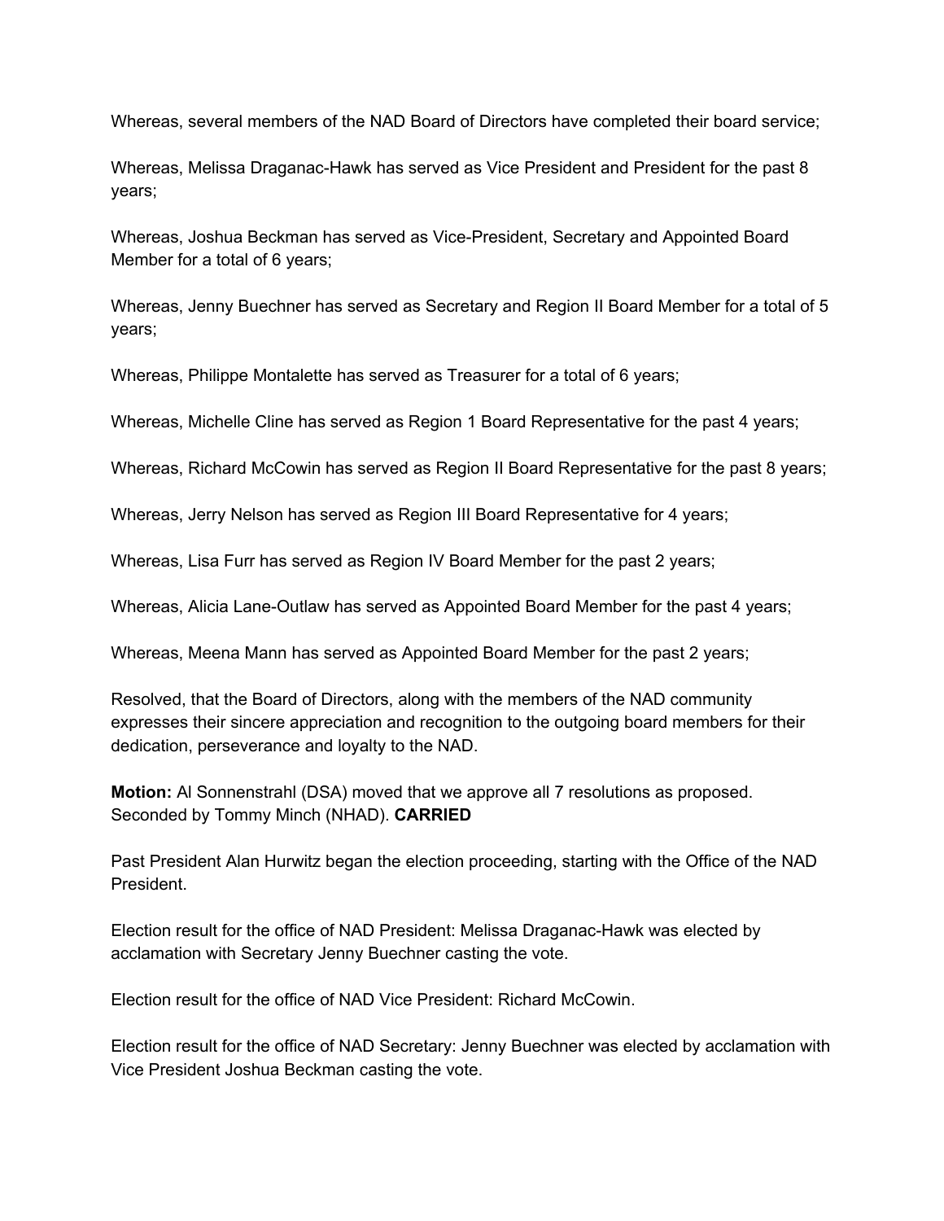Whereas, several members of the NAD Board of Directors have completed their board service;

Whereas, Melissa Draganac-Hawk has served as Vice President and President for the past 8 years;

Whereas, Joshua Beckman has served as Vice-President, Secretary and Appointed Board Member for a total of 6 years;

Whereas, Jenny Buechner has served as Secretary and Region II Board Member for a total of 5 years;

Whereas, Philippe Montalette has served as Treasurer for a total of 6 years;

Whereas, Michelle Cline has served as Region 1 Board Representative for the past 4 years;

Whereas, Richard McCowin has served as Region II Board Representative for the past 8 years;

Whereas, Jerry Nelson has served as Region III Board Representative for 4 years;

Whereas, Lisa Furr has served as Region IV Board Member for the past 2 years;

Whereas, Alicia Lane-Outlaw has served as Appointed Board Member for the past 4 years;

Whereas, Meena Mann has served as Appointed Board Member for the past 2 years;

Resolved, that the Board of Directors, along with the members of the NAD community expresses their sincere appreciation and recognition to the outgoing board members for their dedication, perseverance and loyalty to the NAD.

**Motion:** Al Sonnenstrahl (DSA) moved that we approve all 7 resolutions as proposed. Seconded by Tommy Minch (NHAD). **CARRIED**

Past President Alan Hurwitz began the election proceeding, starting with the Office of the NAD President.

Election result for the office of NAD President: Melissa Draganac-Hawk was elected by acclamation with Secretary Jenny Buechner casting the vote.

Election result for the office of NAD Vice President: Richard McCowin.

Election result for the office of NAD Secretary: Jenny Buechner was elected by acclamation with Vice President Joshua Beckman casting the vote.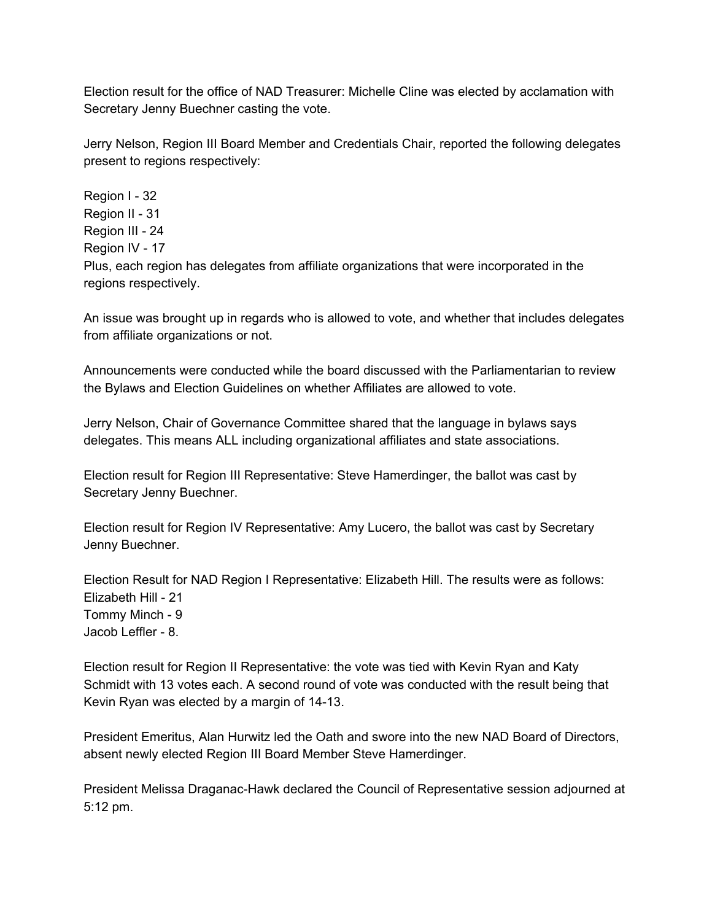Election result for the office of NAD Treasurer: Michelle Cline was elected by acclamation with Secretary Jenny Buechner casting the vote.

Jerry Nelson, Region III Board Member and Credentials Chair, reported the following delegates present to regions respectively:

Region I - 32
Region II - 31
Region III - 24
Region IV - 17
Plus, each region has delegates from affiliate organizations that were incorporated in the regions respectively.

An issue was brought up in regards who is allowed to vote, and whether that includes delegates from affiliate organizations or not.

Announcements were conducted while the board discussed with the Parliamentarian to review the Bylaws and Election Guidelines on whether Affiliates are allowed to vote.

Jerry Nelson, Chair of Governance Committee shared that the language in bylaws says delegates. This means ALL including organizational affiliates and state associations.

Election result for Region III Representative: Steve Hamerdinger, the ballot was cast by Secretary Jenny Buechner.

Election result for Region IV Representative: Amy Lucero, the ballot was cast by Secretary Jenny Buechner.

Election Result for NAD Region I Representative: Elizabeth Hill. The results were as follows:
Elizabeth Hill - 21
Tommy Minch - 9
Jacob Leffler - 8.

Election result for Region II Representative: the vote was tied with Kevin Ryan and Katy Schmidt with 13 votes each. A second round of vote was conducted with the result being that Kevin Ryan was elected by a margin of 14-13.

President Emeritus, Alan Hurwitz led the Oath and swore into the new NAD Board of Directors, absent newly elected Region III Board Member Steve Hamerdinger.

President Melissa Draganac-Hawk declared the Council of Representative session adjourned at 5:12 pm.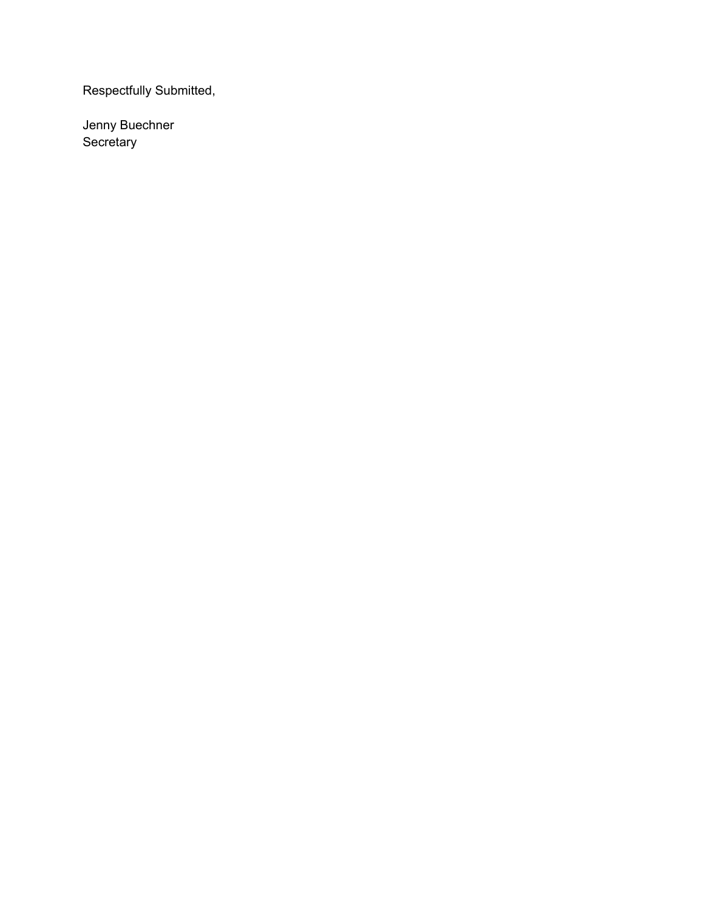Respectfully Submitted,

Jenny Buechner
Secretary